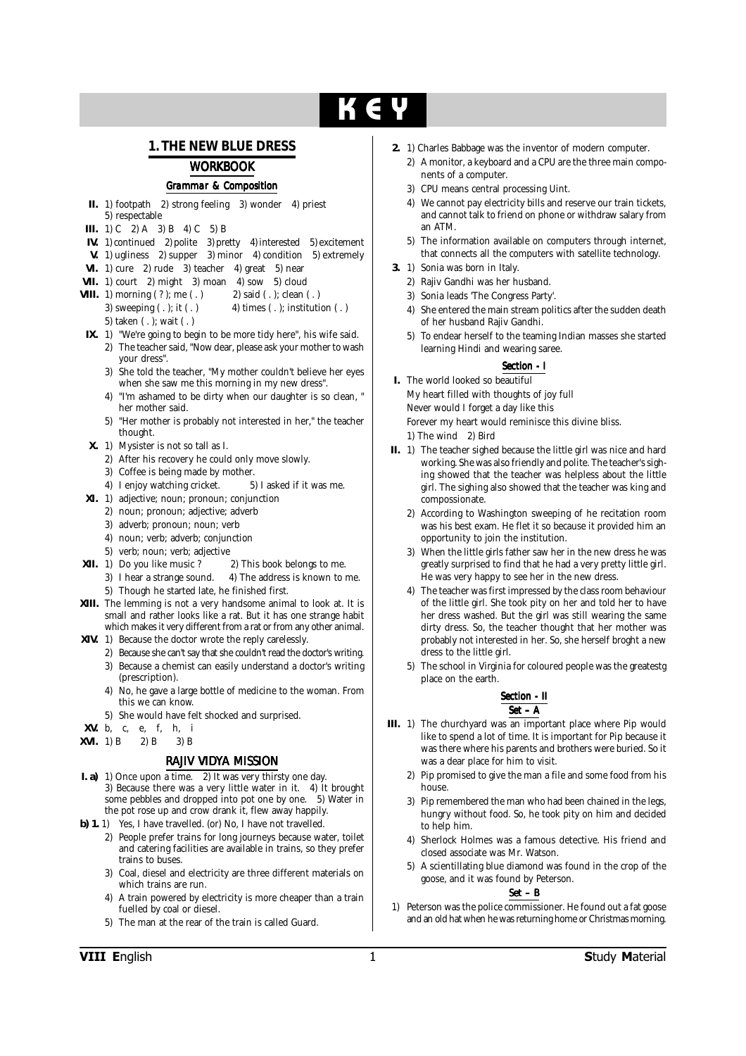# KEY

## 1. THE NEW BLUE DRESS

### WORKBOOK

#### Grammar & Composition

**II.** 1) footpath 2) strong feeling 3) wonder 4) priest 5) respectable

**III.** 1) C 2) A 3) B 4) C 5) B

**IV.** 1) continued 2) polite 3) pretty 4) interested 5) excitement

**V.** 1) ugliness 2) supper 3) minor 4) condition 5) extremely

**VI.** 1) cure 2) rude 3) teacher 4) great 5) near

**VII.** 1) court 2) might 3) moan 4) sow 5) cloud

**VIII.** 1) morning ( ? ); me ( . ) 2) said ( . ); clean ( . ) 3) sweeping ( . ); it ( . ) 4) times ( . ); institution ( . ) 5) taken ( . ); wait ( . )

**IX.**
1) "We're going to begin to be more tidy here", his wife said.
2) The teacher said, "Now dear, please ask your mother to wash your dress".
3) She told the teacher, "My mother couldn't believe her eyes when she saw me this morning in my new dress".
4) "I'm ashamed to be dirty when our daughter is so clean, " her mother said.
5) "Her mother is probably not interested in her," the teacher thought.

**X.**
1) Mysister is not so tall as I.
2) After his recovery he could only move slowly.
3) Coffee is being made by mother.
4) I enjoy watching cricket. 5) I asked if it was me.

**XI.**
1) adjective; noun; pronoun; conjunction
2) noun; pronoun; adjective; adverb
3) adverb; pronoun; noun; verb
4) noun; verb; adverb; conjunction
5) verb; noun; verb; adjective

**XII.** 1) Do you like music ? 2) This book belongs to me. 3) I hear a strange sound. 4) The address is known to me. 5) Though he started late, he finished first.

**XIII.** The lemming is not a very handsome animal to look at. It is small and rather looks like a rat. But it has one strange habit which makes it very different from a rat or from any other animal.

**XIV.**
1) Because the doctor wrote the reply carelessly.
2) Because she can't say that she couldn't read the doctor's writing.
3) Because a chemist can easily understand a doctor's writing (prescription).
4) No, he gave a large bottle of medicine to the woman. From this we can know.
5) She would have felt shocked and surprised.

**XV.** b, c, e, f, h, i

**XVI.** 1) B 2) B 3) B

### RAJIV VIDYA MISSION

**I. a)** 1) Once upon a time. 2) It was very thirsty one day. 3) Because there was a very little water in it. 4) It brought some pebbles and dropped into pot one by one. 5) Water in the pot rose up and crow drank it, flew away happily.

**b) 1.**
1) Yes, I have travelled. (or) No, I have not travelled.
2) People prefer trains for long journeys because water, toilet and catering facilities are available in trains, so they prefer trains to buses.
3) Coal, diesel and electricity are three different materials on which trains are run.
4) A train powered by electricity is more cheaper than a train fuelled by coal or diesel.
5) The man at the rear of the train is called Guard.

**2.**
1) Charles Babbage was the inventor of modern computer.
2) A monitor, a keyboard and a CPU are the three main components of a computer.
3) CPU means central processing Uint.
4) We cannot pay electricity bills and reserve our train tickets, and cannot talk to friend on phone or withdraw salary from an ATM.
5) The information available on computers through internet, that connects all the computers with satellite technology.

**3.**
1) Sonia was born in Italy.
2) Rajiv Gandhi was her husband.
3) Sonia leads 'The Congress Party'.
4) She entered the main stream politics after the sudden death of her husband Rajiv Gandhi.
5) To endear herself to the teaming Indian masses she started learning Hindi and wearing saree.

#### Section - I

**I.** The world looked so beautiful
My heart filled with thoughts of joy full
Never would I forget a day like this
Forever my heart would reminisce this divine bliss.
1) The wind 2) Bird

**II.**
1) The teacher sighed because the little girl was nice and hard working. She was also friendly and polite. The teacher's sighing showed that the teacher was helpless about the little girl. The sighing also showed that the teacher was king and compossionate.
2) According to Washington sweeping of he recitation room was his best exam. He flet it so because it provided him an opportunity to join the institution.
3) When the little girls father saw her in the new dress he was greatly surprised to find that he had a very pretty little girl. He was very happy to see her in the new dress.
4) The teacher was first impressed by the class room behaviour of the little girl. She took pity on her and told her to have her dress washed. But the girl was still wearing the same dirty dress. So, the teacher thought that her mother was probably not interested in her. So, she herself broght a new dress to the little girl.
5) The school in Virginia for coloured people was the greatestg place on the earth.

#### Section - II

##### Set – A

**III.**
1) The churchyard was an important place where Pip would like to spend a lot of time. It is important for Pip because it was there where his parents and brothers were buried. So it was a dear place for him to visit.
2) Pip promised to give the man a file and some food from his house.
3) Pip remembered the man who had been chained in the legs, hungry without food. So, he took pity on him and decided to help him.
4) Sherlock Holmes was a famous detective. His friend and closed associate was Mr. Watson.
5) A scientillating blue diamond was found in the crop of the goose, and it was found by Peterson.

##### Set – B

1) Peterson was the police commissioner. He found out a fat goose and an old hat when he was returning home or Christmas morning.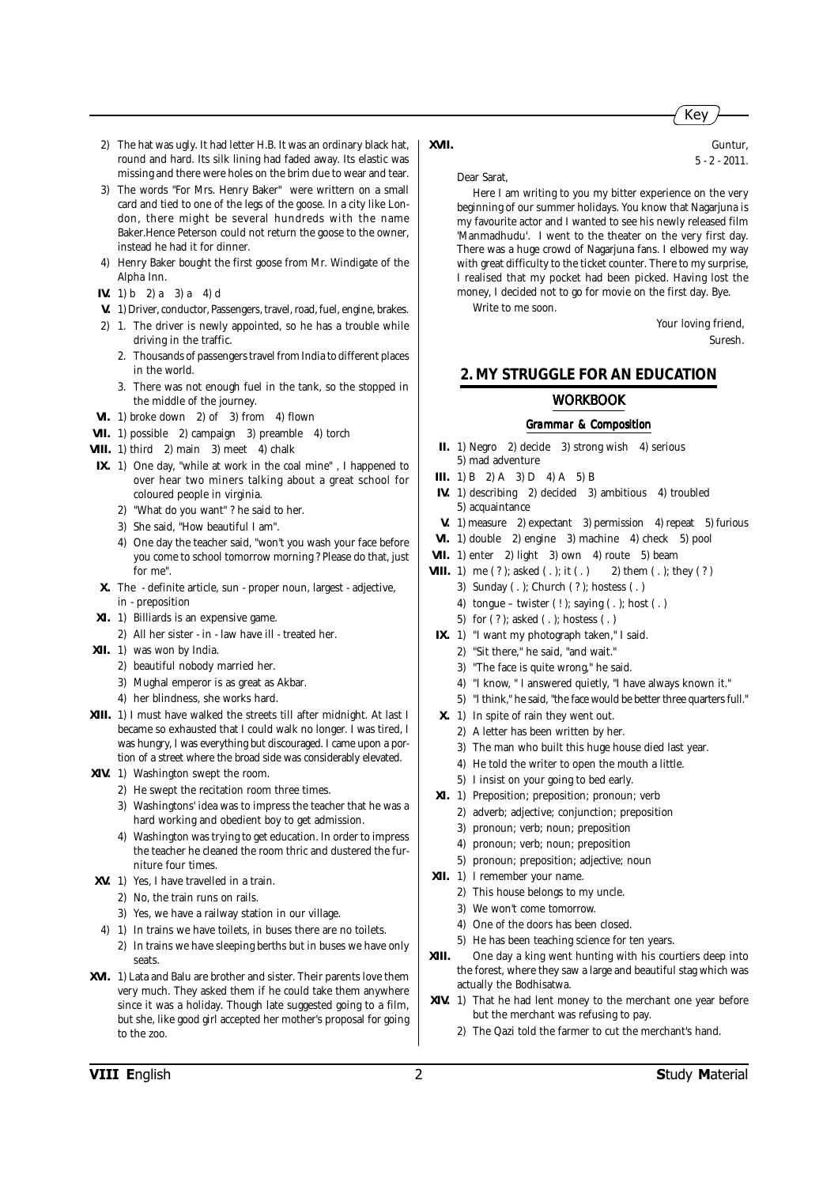2) The hat was ugly. It had letter H.B. It was an ordinary black hat, round and hard. Its silk lining had faded away. Its elastic was missing and there were holes on the brim due to wear and tear.

3) The words "For Mrs. Henry Baker" were writtern on a small card and tied to one of the legs of the goose. In a city like London, there might be several hundreds with the name Baker.Hence Peterson could not return the goose to the owner, instead he had it for dinner.

4) Henry Baker bought the first goose from Mr. Windigate of the Alpha Inn.

**IV.** 1) b 2) a 3) a 4) d

**V.** 1) Driver, conductor, Passengers, travel, road, fuel, engine, brakes.

2) 1. The driver is newly appointed, so he has a trouble while driving in the traffic.
   2. Thousands of passengers travel from India to different places in the world.
   3. There was not enough fuel in the tank, so the stopped in the middle of the journey.

**VI.** 1) broke down 2) of 3) from 4) flown

**VII.** 1) possible 2) campaign 3) preamble 4) torch

**VIII.** 1) third 2) main 3) meet 4) chalk

**IX.** 1) One day, "while at work in the coal mine" , I happened to over hear two miners talking about a great school for coloured people in virginia.
2) "What do you want" ? he said to her.
3) She said, "How beautiful I am".
4) One day the teacher said, "won't you wash your face before you come to school tomorrow morning ? Please do that, just for me".

**X.** The - definite article, sun - proper noun, largest - adjective, in - preposition

**XI.** 1) Billiards is an expensive game.
2) All her sister - in - law have ill - treated her.

**XII.** 1) was won by India.
2) beautiful nobody married her.
3) Mughal emperor is as great as Akbar.
4) her blindness, she works hard.

**XIII.** 1) I must have walked the streets till after midnight. At last I became so exhausted that I could walk no longer. I was tired, I was hungry, I was everything but discouraged. I came upon a portion of a street where the broad side was considerably elevated.

**XIV.** 1) Washington swept the room.
2) He swept the recitation room three times.
3) Washingtons' idea was to impress the teacher that he was a hard working and obedient boy to get admission.
4) Washington was trying to get education. In order to impress the teacher he cleaned the room thric and dustered the furniture four times.

**XV.** 1) Yes, I have travelled in a train.
2) No, the train runs on rails.
3) Yes, we have a railway station in our village.

4) 1) In trains we have toilets, in buses there are no toilets.
   2) In trains we have sleeping berths but in buses we have only seats.

**XVI.** 1) Lata and Balu are brother and sister. Their parents love them very much. They asked them if he could take them anywhere since it was a holiday. Though late suggested going to a film, but she, like good girl accepted her mother's proposal for going to the zoo.

**XVII.**

Guntur,
5 - 2 - 2011.

Dear Sarat,

Here I am writing to you my bitter experience on the very beginning of our summer holidays. You know that Nagarjuna is my favourite actor and I wanted to see his newly released film 'Manmadhudu'. I went to the theater on the very first day. There was a huge crowd of Nagarjuna fans. I elbowed my way with great difficulty to the ticket counter. There to my surprise, I realised that my pocket had been picked. Having lost the money, I decided not to go for movie on the first day. Bye.

Write to me soon.

Your loving friend,
Suresh.

## 2. MY STRUGGLE FOR AN EDUCATION

### WORKBOOK

#### Grammar & Composition

**II.** 1) Negro 2) decide 3) strong wish 4) serious 5) mad adventure

**III.** 1) B 2) A 3) D 4) A 5) B

**IV.** 1) describing 2) decided 3) ambitious 4) troubled 5) acquaintance

**V.** 1) measure 2) expectant 3) permission 4) repeat 5) furious

**VI.** 1) double 2) engine 3) machine 4) check 5) pool

**VII.** 1) enter 2) light 3) own 4) route 5) beam

**VIII.** 1) me ( ? ); asked ( . ); it ( . ) 2) them ( . ); they ( ? )
3) Sunday ( . ); Church ( ? ); hostess ( . )
4) tongue – twister ( ! ); saying ( . ); host ( . )
5) for ( ? ); asked ( . ); hostess ( . )

**IX.** 1) "I want my photograph taken," I said.
2) "Sit there," he said, "and wait."
3) "The face is quite wrong," he said.
4) "I know, " I answered quietly, "I have always known it."
5) "I think," he said, "the face would be better three quarters full."

**X.** 1) In spite of rain they went out.
2) A letter has been written by her.
3) The man who built this huge house died last year.
4) He told the writer to open the mouth a little.
5) I insist on your going to bed early.

**XI.** 1) Preposition; preposition; pronoun; verb
2) adverb; adjective; conjunction; preposition
3) pronoun; verb; noun; preposition
4) pronoun; verb; noun; preposition
5) pronoun; preposition; adjective; noun

**XII.** 1) I remember your name.
2) This house belongs to my uncle.
3) We won't come tomorrow.
4) One of the doors has been closed.
5) He has been teaching science for ten years.

**XIII.** One day a king went hunting with his courtiers deep into the forest, where they saw a large and beautiful stag which was actually the Bodhisatwa.

**XIV.** 1) That he had lent money to the merchant one year before but the merchant was refusing to pay.
2) The Qazi told the farmer to cut the merchant's hand.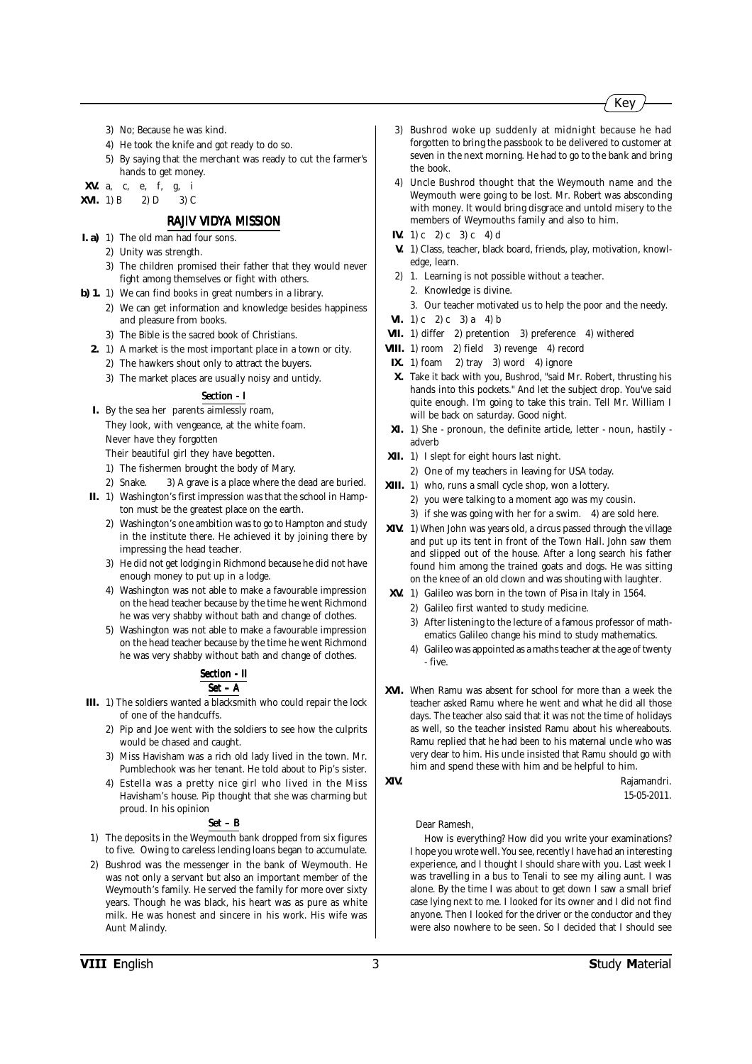3) No; Because he was kind.
4) He took the knife and got ready to do so.
5) By saying that the merchant was ready to cut the farmer's hands to get money.

**XV.** a, c, e, f, g, i

**XVI.** 1) B 2) D 3) C

## RAJIV VIDYA MISSION

**I. a)** 1) The old man had four sons.
2) Unity was strength.
3) The children promised their father that they would never fight among themselves or fight with others.

**b) 1.** 1) We can find books in great numbers in a library.
2) We can get information and knowledge besides happiness and pleasure from books.
3) The Bible is the sacred book of Christians.

**2.** 1) A market is the most important place in a town or city.
2) The hawkers shout only to attract the buyers.
3) The market places are usually noisy and untidy.

### Section - I

**I.** By the sea her parents aimlessly roam,
They look, with vengeance, at the white foam.
Never have they forgotten
Their beautiful girl they have begotten.

1) The fishermen brought the body of Mary.
2) Snake. 3) A grave is a place where the dead are buried.

**II.** 1) Washington's first impression was that the school in Hampton must be the greatest place on the earth.
2) Washington's one ambition was to go to Hampton and study in the institute there. He achieved it by joining there by impressing the head teacher.
3) He did not get lodging in Richmond because he did not have enough money to put up in a lodge.
4) Washington was not able to make a favourable impression on the head teacher because by the time he went Richmond he was very shabby without bath and change of clothes.
5) Washington was not able to make a favourable impression on the head teacher because by the time he went Richmond he was very shabby without bath and change of clothes.

### Section - II

#### Set – A

**III.** 1) The soldiers wanted a blacksmith who could repair the lock of one of the handcuffs.
2) Pip and Joe went with the soldiers to see how the culprits would be chased and caught.
3) Miss Havisham was a rich old lady lived in the town. Mr. Pumblechook was her tenant. He told about to Pip's sister.
4) Estella was a pretty nice girl who lived in the Miss Havisham's house. Pip thought that she was charming but proud. In his opinion

#### Set – B

1) The deposits in the Weymouth bank dropped from six figures to five. Owing to careless lending loans began to accumulate.
2) Bushrod was the messenger in the bank of Weymouth. He was not only a servant but also an important member of the Weymouth's family. He served the family for more over sixty years. Though he was black, his heart was as pure as white milk. He was honest and sincere in his work. His wife was Aunt Malindy.
3) Bushrod woke up suddenly at midnight because he had forgotten to bring the passbook to be delivered to customer at seven in the next morning. He had to go to the bank and bring the book.
4) Uncle Bushrod thought that the Weymouth name and the Weymouth were going to be lost. Mr. Robert was absconding with money. It would bring disgrace and untold misery to the members of Weymouths family and also to him.

**IV.** 1) c 2) c 3) c 4) d

**V.** 1) Class, teacher, black board, friends, play, motivation, knowledge, learn.
2) 1. Learning is not possible without a teacher.
2. Knowledge is divine.
3. Our teacher motivated us to help the poor and the needy.

**VI.** 1) c 2) c 3) a 4) b

**VII.** 1) differ 2) pretention 3) preference 4) withered

**VIII.** 1) room 2) field 3) revenge 4) record

**IX.** 1) foam 2) tray 3) word 4) ignore

**X.** Take it back with you, Bushrod, "said Mr. Robert, thrusting his hands into this pockets." And let the subject drop. You've said quite enough. I'm going to take this train. Tell Mr. William I will be back on saturday. Good night.

**XI.** 1) She - pronoun, the definite article, letter - noun, hastily - adverb

**XII.** 1) I slept for eight hours last night.
2) One of my teachers in leaving for USA today.

**XIII.** 1) who, runs a small cycle shop, won a lottery.
2) you were talking to a moment ago was my cousin.
3) if she was going with her for a swim. 4) are sold here.

**XIV.** 1) When John was years old, a circus passed through the village and put up its tent in front of the Town Hall. John saw them and slipped out of the house. After a long search his father found him among the trained goats and dogs. He was sitting on the knee of an old clown and was shouting with laughter.

**XV.** 1) Galileo was born in the town of Pisa in Italy in 1564.
2) Galileo first wanted to study medicine.
3) After listening to the lecture of a famous professor of mathematics Galileo change his mind to study mathematics.
4) Galileo was appointed as a maths teacher at the age of twenty - five.

**XVI.** When Ramu was absent for school for more than a week the teacher asked Ramu where he went and what he did all those days. The teacher also said that it was not the time of holidays as well, so the teacher insisted Ramu about his whereabouts. Ramu replied that he had been to his maternal uncle who was very dear to him. His uncle insisted that Ramu should go with him and spend these with him and be helpful to him.

**XIV.**

Rajamandri.
15-05-2011.

Dear Ramesh,

How is everything? How did you write your examinations? I hope you wrote well. You see, recently I have had an interesting experience, and I thought I should share with you. Last week I was travelling in a bus to Tenali to see my ailing aunt. I was alone. By the time I was about to get down I saw a small brief case lying next to me. I looked for its owner and I did not find anyone. Then I looked for the driver or the conductor and they were also nowhere to be seen. So I decided that I should see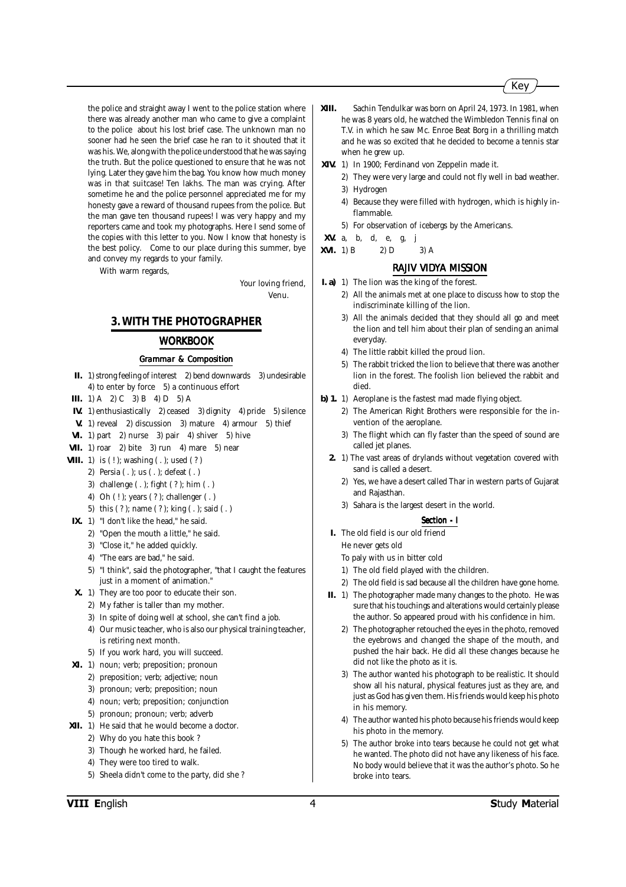the police and straight away I went to the police station where there was already another man who came to give a complaint to the police about his lost brief case. The unknown man no sooner had he seen the brief case he ran to it shouted that it was his. We, along with the police understood that he was saying the truth. But the police questioned to ensure that he was not lying. Later they gave him the bag. You know how much money was in that suitcase! Ten lakhs. The man was crying. After sometime he and the police personnel appreciated me for my honesty gave a reward of thousand rupees from the police. But the man gave ten thousand rupees! I was very happy and my reporters came and took my photographs. Here I send some of the copies with this letter to you. Now I know that honesty is the best policy. Come to our place during this summer, bye and convey my regards to your family.

With warm regards,

Your loving friend,
Venu.

## 3. WITH THE PHOTOGRAPHER

### WORKBOOK

#### Grammar & Composition

**II.** 1) strong feeling of interest 2) bend downwards 3) undesirable 4) to enter by force 5) a continuous effort

**III.** 1) A 2) C 3) B 4) D 5) A

**IV.** 1) enthusiastically 2) ceased 3) dignity 4) pride 5) silence

**V.** 1) reveal 2) discussion 3) mature 4) armour 5) thief

**VI.** 1) part 2) nurse 3) pair 4) shiver 5) hive

**VII.** 1) roar 2) bite 3) run 4) mare 5) near

**VIII.** 1) is ( ! ); washing ( . ); used ( ? )
2) Persia ( . ); us ( . ); defeat ( . )
3) challenge ( . ); fight ( ? ); him ( . )
4) Oh ( ! ); years ( ? ); challenger ( . )
5) this ( ? ); name ( ? ); king ( . ); said ( . )

**IX.** 1) "I don't like the head," he said.
2) "Open the mouth a little," he said.
3) "Close it," he added quickly.
4) "The ears are bad," he said.
5) "I think", said the photographer, "that I caught the features just in a moment of animation."

**X.** 1) They are too poor to educate their son.
2) My father is taller than my mother.
3) In spite of doing well at school, she can't find a job.
4) Our music teacher, who is also our physical training teacher, is retiring next month.
5) If you work hard, you will succeed.

**XI.** 1) noun; verb; preposition; pronoun
2) preposition; verb; adjective; noun
3) pronoun; verb; preposition; noun
4) noun; verb; preposition; conjunction
5) pronoun; pronoun; verb; adverb

**XII.** 1) He said that he would become a doctor.
2) Why do you hate this book ?
3) Though he worked hard, he failed.
4) They were too tired to walk.
5) Sheela didn't come to the party, did she ?

**XIII.** Sachin Tendulkar was born on April 24, 1973. In 1981, when he was 8 years old, he watched the Wimbledon Tennis final on T.V. in which he saw Mc. Enroe Beat Borg in a thrilling match and he was so excited that he decided to become a tennis star when he grew up.

**XIV.** 1) In 1900; Ferdinand von Zeppelin made it.
2) They were very large and could not fly well in bad weather.
3) Hydrogen
4) Because they were filled with hydrogen, which is highly inflammable.
5) For observation of icebergs by the Americans.

**XV.** a, b, d, e, g, j

**XVI.** 1) B 2) D 3) A

### RAJIV VIDYA MISSION

**I. a)** 1) The lion was the king of the forest.
2) All the animals met at one place to discuss how to stop the indiscriminate killing of the lion.
3) All the animals decided that they should all go and meet the lion and tell him about their plan of sending an animal everyday.
4) The little rabbit killed the proud lion.
5) The rabbit tricked the lion to believe that there was another lion in the forest. The foolish lion believed the rabbit and died.

**b) 1.** 1) Aeroplane is the fastest mad made flying object.
2) The American Right Brothers were responsible for the invention of the aeroplane.
3) The flight which can fly faster than the speed of sound are called jet planes.

**2.** 1) The vast areas of drylands without vegetation covered with sand is called a desert.
2) Yes, we have a desert called Thar in western parts of Gujarat and Rajasthan.
3) Sahara is the largest desert in the world.

#### Section - I

**I.** The old field is our old friend
He never gets old
To paly with us in bitter cold
1) The old field played with the children.
2) The old field is sad because all the children have gone home.

**II.** 1) The photographer made many changes to the photo. He was sure that his touchings and alterations would certainly please the author. So appeared proud with his confidence in him.
2) The photographer retouched the eyes in the photo, removed the eyebrows and changed the shape of the mouth, and pushed the hair back. He did all these changes because he did not like the photo as it is.
3) The author wanted his photograph to be realistic. It should show all his natural, physical features just as they are, and just as God has given them. His friends would keep his photo in his memory.
4) The author wanted his photo because his friends would keep his photo in the memory.
5) The author broke into tears because he could not get what he wanted. The photo did not have any likeness of his face. No body would believe that it was the author's photo. So he broke into tears.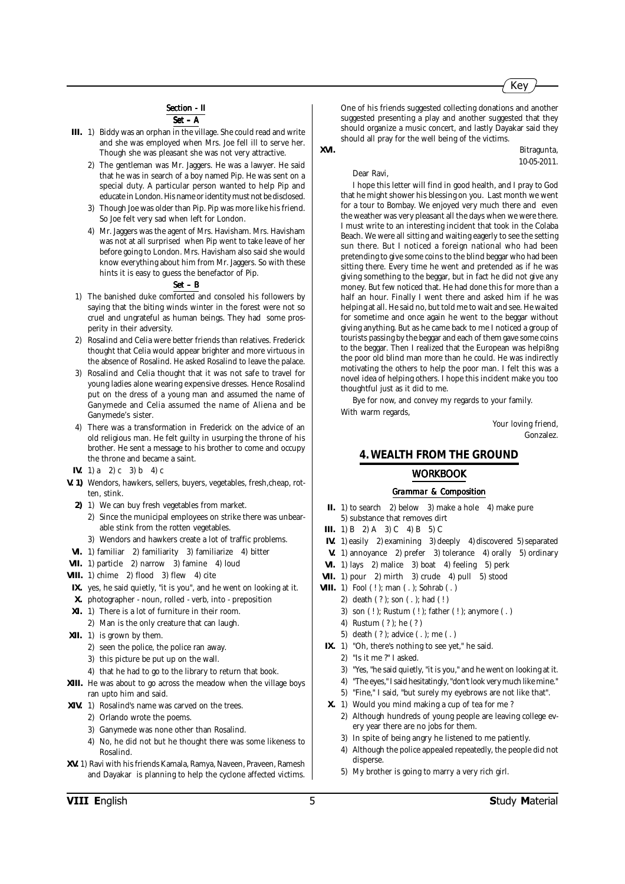## Section - II

### Set – A

**III.** 1) Biddy was an orphan in the village. She could read and write and she was employed when Mrs. Joe fell ill to serve her. Though she was pleasant she was not very attractive.

2) The gentleman was Mr. Jaggers. He was a lawyer. He said that he was in search of a boy named Pip. He was sent on a special duty. A particular person wanted to help Pip and educate in London. His name or identity must not be disclosed.

3) Though Joe was older than Pip. Pip was more like his friend. So Joe felt very sad when left for London.

4) Mr. Jaggers was the agent of Mrs. Havisham. Mrs. Havisham was not at all surprised when Pip went to take leave of her before going to London. Mrs. Havisham also said she would know everything about him from Mr. Jaggers. So with these hints it is easy to guess the benefactor of Pip.

### Set – B

1) The banished duke comforted and consoled his followers by saying that the biting winds winter in the forest were not so cruel and ungrateful as human beings. They had some prosperity in their adversity.

2) Rosalind and Celia were better friends than relatives. Frederick thought that Celia would appear brighter and more virtuous in the absence of Rosalind. He asked Rosalind to leave the palace.

3) Rosalind and Celia thought that it was not safe to travel for young ladies alone wearing expensive dresses. Hence Rosalind put on the dress of a young man and assumed the name of Ganymede and Celia assumed the name of Aliena and be Ganymede's sister.

4) There was a transformation in Frederick on the advice of an old religious man. He felt guilty in usurping the throne of his brother. He sent a message to his brother to come and occupy the throne and became a saint.

**IV.** 1) a 2) c 3) b 4) c

**V. 1)** Wendors, hawkers, sellers, buyers, vegetables, fresh,cheap, rotten, stink.

**2)** 1) We can buy fresh vegetables from market.

2) Since the municipal employees on strike there was unbearable stink from the rotten vegetables.

3) Wendors and hawkers create a lot of traffic problems.

**VI.** 1) familiar 2) familiarity 3) familiarize 4) bitter

**VII.** 1) particle 2) narrow 3) famine 4) loud

**VIII.** 1) chime 2) flood 3) flew 4) cite

**IX.** yes, he said quietly, "it is you", and he went on looking at it.

**X.** photographer - noun, rolled - verb, into - preposition

**XI.** 1) There is a lot of furniture in their room.

2) Man is the only creature that can laugh.

**XII.** 1) is grown by them.

2) seen the police, the police ran away.

3) this picture be put up on the wall.

4) that he had to go to the library to return that book.

**XIII.** He was about to go across the meadow when the village boys ran upto him and said.

**XIV.** 1) Rosalind's name was carved on the trees.

2) Orlando wrote the poems.

3) Ganymede was none other than Rosalind.

4) No, he did not but he thought there was some likeness to Rosalind.

**XV.** 1) Ravi with his friends Kamala, Ramya, Naveen, Praveen, Ramesh and Dayakar is planning to help the cyclone affected victims. One of his friends suggested collecting donations and another suggested presenting a play and another suggested that they should organize a music concert, and lastly Dayakar said they should all pray for the well being of the victims.

**XVI.**

Bitragunta,
10-05-2011.

Dear Ravi,

I hope this letter will find in good health, and I pray to God that he might shower his blessing on you. Last month we went for a tour to Bombay. We enjoyed very much there and even the weather was very pleasant all the days when we were there. I must write to an interesting incident that took in the Colaba Beach. We were all sitting and waiting eagerly to see the setting sun there. But I noticed a foreign national who had been pretending to give some coins to the blind beggar who had been sitting there. Every time he went and pretended as if he was giving something to the beggar, but in fact he did not give any money. But few noticed that. He had done this for more than a half an hour. Finally I went there and asked him if he was helping at all. He said no, but told me to wait and see. He waited for sometime and once again he went to the beggar without giving anything. But as he came back to me I noticed a group of tourists passing by the beggar and each of them gave some coins to the beggar. Then I realized that the European was helpi8ng the poor old blind man more than he could. He was indirectly motivating the others to help the poor man. I felt this was a novel idea of helping others. I hope this incident make you too thoughtful just as it did to me.

Bye for now, and convey my regards to your family.

With warm regards,

Your loving friend,
Gonzalez.

## 4. WEALTH FROM THE GROUND

### WORKBOOK

#### Grammar & Composition

**II.** 1) to search 2) below 3) make a hole 4) make pure 5) substance that removes dirt

**III.** 1) B 2) A 3) C 4) B 5) C

**IV.** 1) easily 2) examining 3) deeply 4) discovered 5) separated

**V.** 1) annoyance 2) prefer 3) tolerance 4) orally 5) ordinary

**VI.** 1) lays 2) malice 3) boat 4) feeling 5) perk

**VII.** 1) pour 2) mirth 3) crude 4) pull 5) stood

**VIII.** 1) Fool ( ! ); man ( . ); Sohrab ( . )

2) death ( ? ); son ( . ); had ( ! )

3) son ( ! ); Rustum ( ! ); father ( ! ); anymore ( . )

4) Rustum ( ? ); he ( ? )

5) death ( ? ); advice ( . ); me ( . )

**IX.** 1) "Oh, there's nothing to see yet," he said.

2) "Is it me ?" I asked.

3) "Yes, "he said quietly, "it is you," and he went on looking at it.

4) "The eyes," I said hesitatingly, "don't look very much like mine."

5) "Fine," I said, "but surely my eyebrows are not like that".

**X.** 1) Would you mind making a cup of tea for me ?

2) Although hundreds of young people are leaving college every year there are no jobs for them.

3) In spite of being angry he listened to me patiently.

4) Although the police appealed repeatedly, the people did not disperse.

5) My brother is going to marry a very rich girl.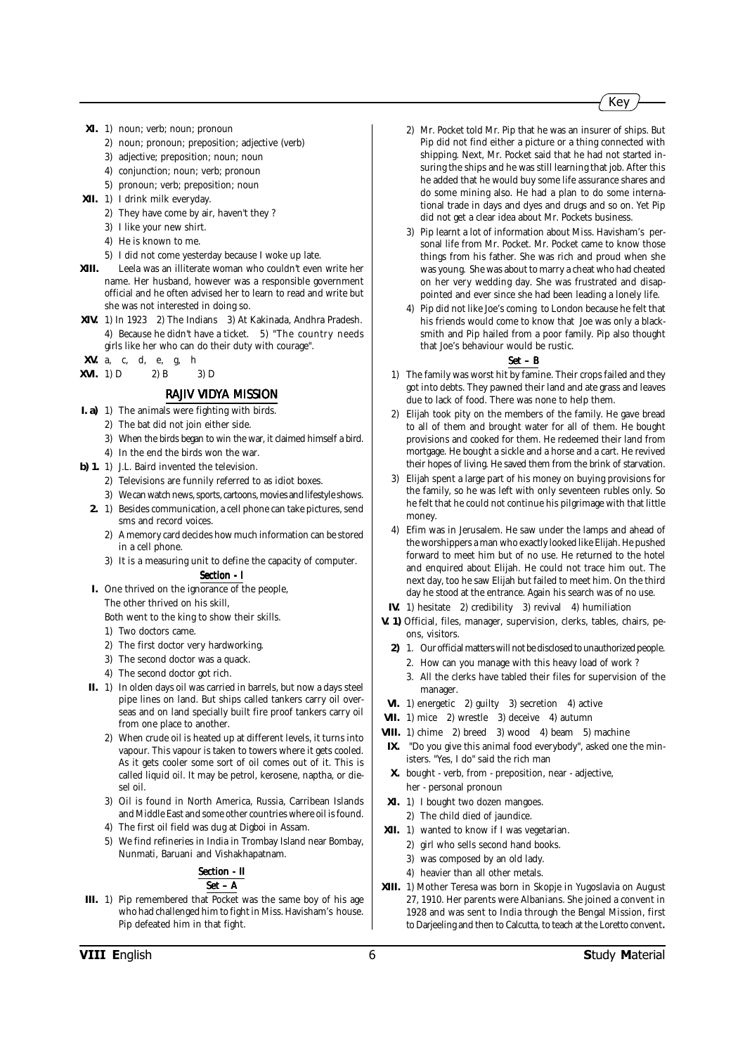**XI.** 1) noun; verb; noun; pronoun
2) noun; pronoun; preposition; adjective (verb)
3) adjective; preposition; noun; noun
4) conjunction; noun; verb; pronoun
5) pronoun; verb; preposition; noun

**XII.** 1) I drink milk everyday.
2) They have come by air, haven't they ?
3) I like your new shirt.
4) He is known to me.
5) I did not come yesterday because I woke up late.

**XIII.** Leela was an illiterate woman who couldn't even write her name. Her husband, however was a responsible government official and he often advised her to learn to read and write but she was not interested in doing so.

**XIV.** 1) In 1923 2) The Indians 3) At Kakinada, Andhra Pradesh. 4) Because he didn't have a ticket. 5) "The country needs girls like her who can do their duty with courage".

**XV.** a, c, d, e, g, h

**XVI.** 1) D 2) B 3) D

## RAJIV VIDYA MISSION

**I. a)** 1) The animals were fighting with birds.
2) The bat did not join either side.
3) When the birds began to win the war, it claimed himself a bird.
4) In the end the birds won the war.

**b) 1.** 1) J.L. Baird invented the television.
2) Televisions are funnily referred to as idiot boxes.
3) We can watch news, sports, cartoons, movies and lifestyle shows.

**2.** 1) Besides communication, a cell phone can take pictures, send sms and record voices.
2) A memory card decides how much information can be stored in a cell phone.
3) It is a measuring unit to define the capacity of computer.

### Section - I

**I.** One thrived on the ignorance of the people,
The other thrived on his skill,
Both went to the king to show their skills.
1) Two doctors came.
2) The first doctor very hardworking.
3) The second doctor was a quack.
4) The second doctor got rich.

**II.** 1) In olden days oil was carried in barrels, but now a days steel pipe lines on land. But ships called tankers carry oil overseas and on land specially built fire proof tankers carry oil from one place to another.
2) When crude oil is heated up at different levels, it turns into vapour. This vapour is taken to towers where it gets cooled. As it gets cooler some sort of oil comes out of it. This is called liquid oil. It may be petrol, kerosene, naptha, or diesel oil.
3) Oil is found in North America, Russia, Carribean Islands and Middle East and some other countries where oil is found.
4) The first oil field was dug at Digboi in Assam.
5) We find refineries in India in Trombay Island near Bombay, Nunmati, Baruani and Vishakhapatnam.

### Section - II

#### Set – A

**III.** 1) Pip remembered that Pocket was the same boy of his age who had challenged him to fight in Miss. Havisham's house. Pip defeated him in that fight.
2) Mr. Pocket told Mr. Pip that he was an insurer of ships. But Pip did not find either a picture or a thing connected with shipping. Next, Mr. Pocket said that he had not started insuring the ships and he was still learning that job. After this he added that he would buy some life assurance shares and do some mining also. He had a plan to do some international trade in days and dyes and drugs and so on. Yet Pip did not get a clear idea about Mr. Pockets business.
3) Pip learnt a lot of information about Miss. Havisham's personal life from Mr. Pocket. Mr. Pocket came to know those things from his father. She was rich and proud when she was young. She was about to marry a cheat who had cheated on her very wedding day. She was frustrated and disappointed and ever since she had been leading a lonely life.
4) Pip did not like Joe's coming to London because he felt that his friends would come to know that Joe was only a blacksmith and Pip hailed from a poor family. Pip also thought that Joe's behaviour would be rustic.

#### Set – B

1) The family was worst hit by famine. Their crops failed and they got into debts. They pawned their land and ate grass and leaves due to lack of food. There was none to help them.
2) Elijah took pity on the members of the family. He gave bread to all of them and brought water for all of them. He bought provisions and cooked for them. He redeemed their land from mortgage. He bought a sickle and a horse and a cart. He revived their hopes of living. He saved them from the brink of starvation.
3) Elijah spent a large part of his money on buying provisions for the family, so he was left with only seventeen rubles only. So he felt that he could not continue his pilgrimage with that little money.
4) Efim was in Jerusalem. He saw under the lamps and ahead of the worshippers a man who exactly looked like Elijah. He pushed forward to meet him but of no use. He returned to the hotel and enquired about Elijah. He could not trace him out. The next day, too he saw Elijah but failed to meet him. On the third day he stood at the entrance. Again his search was of no use.

**IV.** 1) hesitate 2) credibility 3) revival 4) humiliation

**V. 1)** Official, files, manager, supervision, clerks, tables, chairs, peons, visitors.

**2)** 1. Our official matters will not be disclosed to unauthorized people.
2. How can you manage with this heavy load of work ?
3. All the clerks have tabled their files for supervision of the manager.

**VI.** 1) energetic 2) guilty 3) secretion 4) active

**VII.** 1) mice 2) wrestle 3) deceive 4) autumn

**VIII.** 1) chime 2) breed 3) wood 4) beam 5) machine

**IX.** "Do you give this animal food everybody", asked one the ministers. "Yes, I do" said the rich man

**X.** bought - verb, from - preposition, near - adjective,
her - personal pronoun

**XI.** 1) I bought two dozen mangoes.
2) The child died of jaundice.

**XII.** 1) wanted to know if I was vegetarian.
2) girl who sells second hand books.
3) was composed by an old lady.
4) heavier than all other metals.

**XIII.** 1) Mother Teresa was born in Skopje in Yugoslavia on August 27, 1910. Her parents were Albanians. She joined a convent in 1928 and was sent to India through the Bengal Mission, first to Darjeeling and then to Calcutta, to teach at the Loretto convent.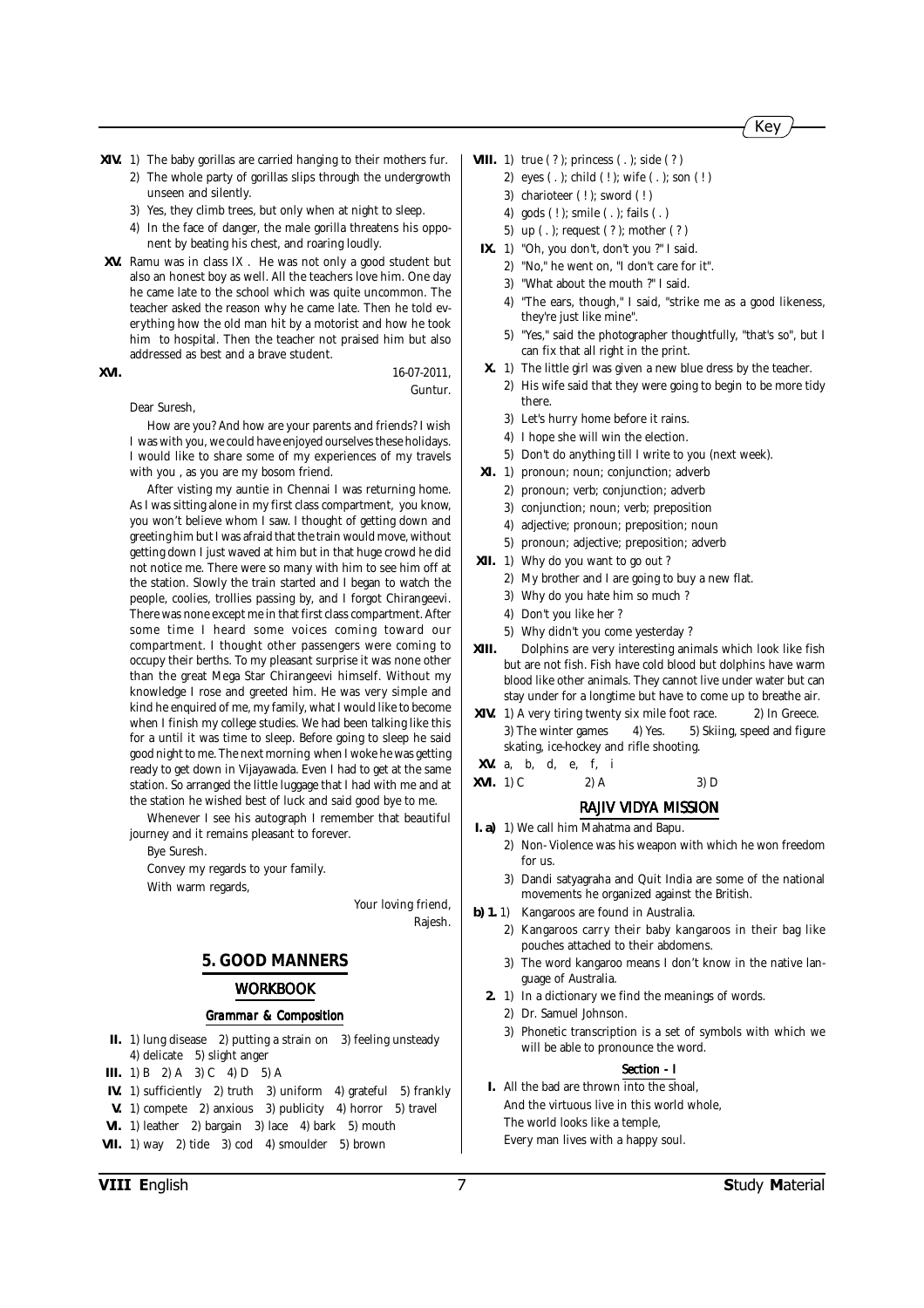**XIV.** 1) The baby gorillas are carried hanging to their mothers fur.
2) The whole party of gorillas slips through the undergrowth unseen and silently.
3) Yes, they climb trees, but only when at night to sleep.
4) In the face of danger, the male gorilla threatens his opponent by beating his chest, and roaring loudly.

**XV.** Ramu was in class IX . He was not only a good student but also an honest boy as well. All the teachers love him. One day he came late to the school which was quite uncommon. The teacher asked the reason why he came late. Then he told everything how the old man hit by a motorist and how he took him to hospital. Then the teacher not praised him but also addressed as best and a brave student.

**XVI.**

16-07-2011,
Guntur.

Dear Suresh,

How are you? And how are your parents and friends? I wish I was with you, we could have enjoyed ourselves these holidays. I would like to share some of my experiences of my travels with you , as you are my bosom friend.

After visting my auntie in Chennai I was returning home. As I was sitting alone in my first class compartment, you know, you won't believe whom I saw. I thought of getting down and greeting him but I was afraid that the train would move, without getting down I just waved at him but in that huge crowd he did not notice me. There were so many with him to see him off at the station. Slowly the train started and I began to watch the people, coolies, trollies passing by, and I forgot Chirangeevi. There was none except me in that first class compartment. After some time I heard some voices coming toward our compartment. I thought other passengers were coming to occupy their berths. To my pleasant surprise it was none other than the great Mega Star Chirangeevi himself. Without my knowledge I rose and greeted him. He was very simple and kind he enquired of me, my family, what I would like to become when I finish my college studies. We had been talking like this for a until it was time to sleep. Before going to sleep he said good night to me. The next morning when I woke he was getting ready to get down in Vijayawada. Even I had to get at the same station. So arranged the little luggage that I had with me and at the station he wished best of luck and said good bye to me.

Whenever I see his autograph I remember that beautiful journey and it remains pleasant to forever.

Bye Suresh.

Convey my regards to your family.

With warm regards,

Your loving friend,
Rajesh.

## 5. GOOD MANNERS

### WORKBOOK

#### Grammar & Composition

**II.** 1) lung disease 2) putting a strain on 3) feeling unsteady 4) delicate 5) slight anger

**III.** 1) B 2) A 3) C 4) D 5) A

**IV.** 1) sufficiently 2) truth 3) uniform 4) grateful 5) frankly

**V.** 1) compete 2) anxious 3) publicity 4) horror 5) travel

**VI.** 1) leather 2) bargain 3) lace 4) bark 5) mouth

**VII.** 1) way 2) tide 3) cod 4) smoulder 5) brown

**VIII.** 1) true ( ? ); princess ( . ); side ( ? )
2) eyes ( . ); child ( ! ); wife ( . ); son ( ! )
3) charioteer ( ! ); sword ( ! )
4) gods ( ! ); smile ( . ); fails ( . )
5) up ( . ); request ( ? ); mother ( ? )

**IX.** 1) "Oh, you don't, don't you ?" I said.
2) "No," he went on, "I don't care for it".
3) "What about the mouth ?" I said.
4) "The ears, though," I said, "strike me as a good likeness, they're just like mine".
5) "Yes," said the photographer thoughtfully, "that's so", but I can fix that all right in the print.

**X.** 1) The little girl was given a new blue dress by the teacher.
2) His wife said that they were going to begin to be more tidy there.
3) Let's hurry home before it rains.
4) I hope she will win the election.
5) Don't do anything till I write to you (next week).

**XI.** 1) pronoun; noun; conjunction; adverb
2) pronoun; verb; conjunction; adverb
3) conjunction; noun; verb; preposition
4) adjective; pronoun; preposition; noun
5) pronoun; adjective; preposition; adverb

**XII.** 1) Why do you want to go out ?
2) My brother and I are going to buy a new flat.
3) Why do you hate him so much ?
4) Don't you like her ?
5) Why didn't you come yesterday ?

**XIII.** Dolphins are very interesting animals which look like fish but are not fish. Fish have cold blood but dolphins have warm blood like other animals. They cannot live under water but can stay under for a longtime but have to come up to breathe air.

**XIV.** 1) A very tiring twenty six mile foot race. 2) In Greece. 3) The winter games 4) Yes. 5) Skiing, speed and figure skating, ice-hockey and rifle shooting.

**XV.** a, b, d, e, f, i

**XVI.** 1) C 2) A 3) D

### RAJIV VIDYA MISSION

**I. a)** 1) We call him Mahatma and Bapu.
2) Non- Violence was his weapon with which he won freedom for us.
3) Dandi satyagraha and Quit India are some of the national movements he organized against the British.

**b) 1.** 1) Kangaroos are found in Australia.
2) Kangaroos carry their baby kangaroos in their bag like pouches attached to their abdomens.
3) The word kangaroo means I don't know in the native language of Australia.

**2.** 1) In a dictionary we find the meanings of words.
2) Dr. Samuel Johnson.
3) Phonetic transcription is a set of symbols with which we will be able to pronounce the word.

#### Section - I

**I.** All the bad are thrown into the shoal,
And the virtuous live in this world whole,
The world looks like a temple,
Every man lives with a happy soul.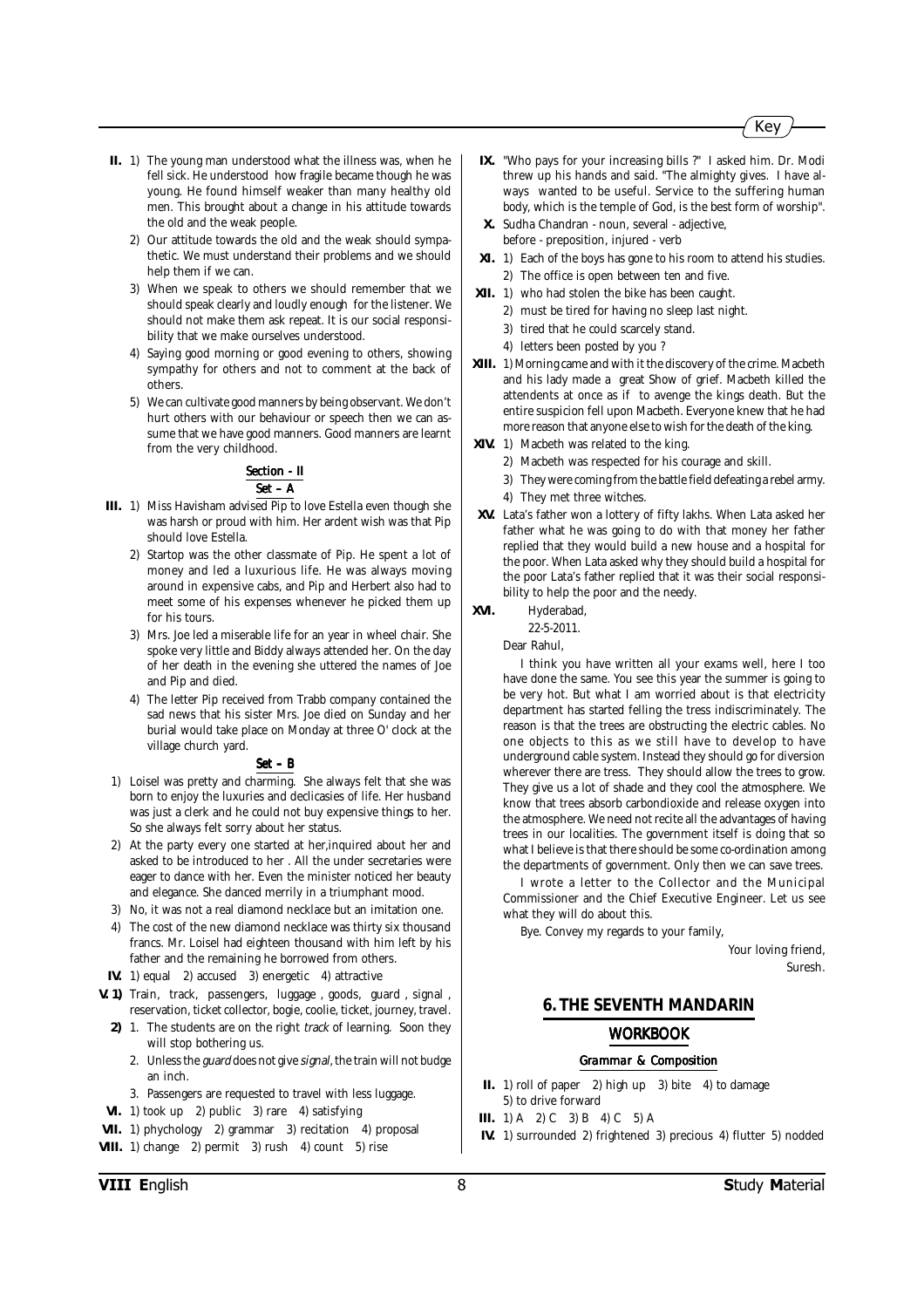**II.** 1) The young man understood what the illness was, when he fell sick. He understood how fragile became though he was young. He found himself weaker than many healthy old men. This brought about a change in his attitude towards the old and the weak people.

2) Our attitude towards the old and the weak should sympathetic. We must understand their problems and we should help them if we can.

3) When we speak to others we should remember that we should speak clearly and loudly enough for the listener. We should not make them ask repeat. It is our social responsibility that we make ourselves understood.

4) Saying good morning or good evening to others, showing sympathy for others and not to comment at the back of others.

5) We can cultivate good manners by being observant. We don't hurt others with our behaviour or speech then we can assume that we have good manners. Good manners are learnt from the very childhood.

## Section - II

### Set – A

**III.** 1) Miss Havisham advised Pip to love Estella even though she was harsh or proud with him. Her ardent wish was that Pip should love Estella.

2) Startop was the other classmate of Pip. He spent a lot of money and led a luxurious life. He was always moving around in expensive cabs, and Pip and Herbert also had to meet some of his expenses whenever he picked them up for his tours.

3) Mrs. Joe led a miserable life for an year in wheel chair. She spoke very little and Biddy always attended her. On the day of her death in the evening she uttered the names of Joe and Pip and died.

4) The letter Pip received from Trabb company contained the sad news that his sister Mrs. Joe died on Sunday and her burial would take place on Monday at three O' clock at the village church yard.

### Set – B

1) Loisel was pretty and charming. She always felt that she was born to enjoy the luxuries and declicasies of life. Her husband was just a clerk and he could not buy expensive things to her. So she always felt sorry about her status.

2) At the party every one started at her,inquired about her and asked to be introduced to her . All the under secretaries were eager to dance with her. Even the minister noticed her beauty and elegance. She danced merrily in a triumphant mood.

3) No, it was not a real diamond necklace but an imitation one.

4) The cost of the new diamond necklace was thirty six thousand francs. Mr. Loisel had eighteen thousand with him left by his father and the remaining he borrowed from others.

**IV.** 1) equal 2) accused 3) energetic 4) attractive

**V. 1)** Train, track, passengers, luggage , goods, guard , signal , reservation, ticket collector, bogie, coolie, ticket, journey, travel.

**2)** 1. The students are on the right *track* of learning. Soon they will stop bothering us.

2. Unless the *guard* does not give *signal*, the train will not budge an inch.

3. Passengers are requested to travel with less luggage.

**VI.** 1) took up 2) public 3) rare 4) satisfying

**VII.** 1) phychology 2) grammar 3) recitation 4) proposal

**VIII.** 1) change 2) permit 3) rush 4) count 5) rise

**IX.** "Who pays for your increasing bills ?" I asked him. Dr. Modi threw up his hands and said. "The almighty gives. I have always wanted to be useful. Service to the suffering human body, which is the temple of God, is the best form of worship".

**X.** Sudha Chandran - noun, several - adjective,
before - preposition, injured - verb

**XI.** 1) Each of the boys has gone to his room to attend his studies.
2) The office is open between ten and five.

**XII.** 1) who had stolen the bike has been caught.
2) must be tired for having no sleep last night.
3) tired that he could scarcely stand.
4) letters been posted by you ?

**XIII.** 1) Morning came and with it the discovery of the crime. Macbeth and his lady made a great Show of grief. Macbeth killed the attendents at once as if to avenge the kings death. But the entire suspicion fell upon Macbeth. Everyone knew that he had more reason that anyone else to wish for the death of the king.

**XIV.** 1) Macbeth was related to the king.
2) Macbeth was respected for his courage and skill.
3) They were coming from the battle field defeating a rebel army.
4) They met three witches.

**XV.** Lata's father won a lottery of fifty lakhs. When Lata asked her father what he was going to do with that money her father replied that they would build a new house and a hospital for the poor. When Lata asked why they should build a hospital for the poor Lata's father replied that it was their social responsibility to help the poor and the needy.

**XVI.** Hyderabad,
22-5-2011.

Dear Rahul,

I think you have written all your exams well, here I too have done the same. You see this year the summer is going to be very hot. But what I am worried about is that electricity department has started felling the tress indiscriminately. The reason is that the trees are obstructing the electric cables. No one objects to this as we still have to develop to have underground cable system. Instead they should go for diversion wherever there are tress. They should allow the trees to grow. They give us a lot of shade and they cool the atmosphere. We know that trees absorb carbondioxide and release oxygen into the atmosphere. We need not recite all the advantages of having trees in our localities. The government itself is doing that so what I believe is that there should be some co-ordination among the departments of government. Only then we can save trees.

I wrote a letter to the Collector and the Municipal Commissioner and the Chief Executive Engineer. Let us see what they will do about this.

Bye. Convey my regards to your family,

Your loving friend,
Suresh.

# 6. THE SEVENTH MANDARIN

## WORKBOOK

### *Grammar & Composition*

**II.** 1) roll of paper 2) high up 3) bite 4) to damage 5) to drive forward

**III.** 1) A 2) C 3) B 4) C 5) A

**IV.** 1) surrounded 2) frightened 3) precious 4) flutter 5) nodded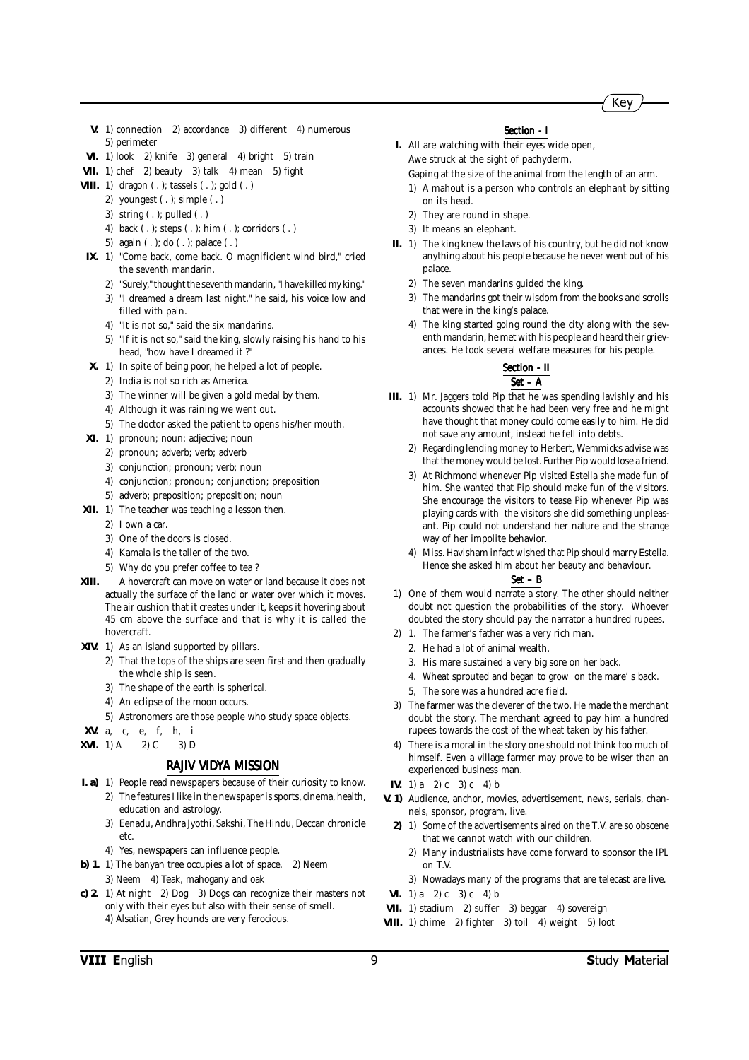**V.** 1) connection 2) accordance 3) different 4) numerous 5) perimeter

**VI.** 1) look 2) knife 3) general 4) bright 5) train

**VII.** 1) chef 2) beauty 3) talk 4) mean 5) fight

**VIII.** 1) dragon ( . ); tassels ( . ); gold ( . )
2) youngest ( . ); simple ( . )
3) string ( . ); pulled ( . )
4) back ( . ); steps ( . ); him ( . ); corridors ( . )
5) again ( . ); do ( . ); palace ( . )

**IX.** 1) "Come back, come back. O magnificient wind bird," cried the seventh mandarin.
2) "Surely," thought the seventh mandarin, "I have killed my king."
3) "I dreamed a dream last night," he said, his voice low and filled with pain.
4) "It is not so," said the six mandarins.
5) "If it is not so," said the king, slowly raising his hand to his head, "how have I dreamed it ?"

**X.** 1) In spite of being poor, he helped a lot of people.
2) India is not so rich as America.
3) The winner will be given a gold medal by them.
4) Although it was raining we went out.
5) The doctor asked the patient to opens his/her mouth.

**XI.** 1) pronoun; noun; adjective; noun
2) pronoun; adverb; verb; adverb
3) conjunction; pronoun; verb; noun
4) conjunction; pronoun; conjunction; preposition
5) adverb; preposition; preposition; noun

**XII.** 1) The teacher was teaching a lesson then.
2) I own a car.
3) One of the doors is closed.
4) Kamala is the taller of the two.
5) Why do you prefer coffee to tea ?

**XIII.** A hovercraft can move on water or land because it does not actually the surface of the land or water over which it moves. The air cushion that it creates under it, keeps it hovering about 45 cm above the surface and that is why it is called the hovercraft.

**XIV.** 1) As an island supported by pillars.
2) That the tops of the ships are seen first and then gradually the whole ship is seen.
3) The shape of the earth is spherical.
4) An eclipse of the moon occurs.
5) Astronomers are those people who study space objects.

**XV.** a, c, e, f, h, i

**XVI.** 1) A 2) C 3) D

## RAJIV VIDYA MISSION

**I. a)** 1) People read newspapers because of their curiosity to know.
2) The features I like in the newspaper is sports, cinema, health, education and astrology.
3) Eenadu, Andhra Jyothi, Sakshi, The Hindu, Deccan chronicle etc.
4) Yes, newspapers can influence people.

**b) 1.** 1) The banyan tree occupies a lot of space. 2) Neem 3) Neem 4) Teak, mahogany and oak

**c) 2.** 1) At night 2) Dog 3) Dogs can recognize their masters not only with their eyes but also with their sense of smell. 4) Alsatian, Grey hounds are very ferocious.

## Section - I

**I.** All are watching with their eyes wide open,
Awe struck at the sight of pachyderm,
Gaping at the size of the animal from the length of an arm.
1) A mahout is a person who controls an elephant by sitting on its head.
2) They are round in shape.
3) It means an elephant.

**II.** 1) The king knew the laws of his country, but he did not know anything about his people because he never went out of his palace.
2) The seven mandarins guided the king.
3) The mandarins got their wisdom from the books and scrolls that were in the king's palace.
4) The king started going round the city along with the seventh mandarin, he met with his people and heard their grievances. He took several welfare measures for his people.

## Section - II

### Set – A

**III.** 1) Mr. Jaggers told Pip that he was spending lavishly and his accounts showed that he had been very free and he might have thought that money could come easily to him. He did not save any amount, instead he fell into debts.
2) Regarding lending money to Herbert, Wemmicks advise was that the money would be lost. Further Pip would lose a friend.
3) At Richmond whenever Pip visited Estella she made fun of him. She wanted that Pip should make fun of the visitors. She encourage the visitors to tease Pip whenever Pip was playing cards with the visitors she did something unpleasant. Pip could not understand her nature and the strange way of her impolite behavior.
4) Miss. Havisham infact wished that Pip should marry Estella. Hence she asked him about her beauty and behaviour.

### Set – B

1) One of them would narrate a story. The other should neither doubt not question the probabilities of the story. Whoever doubted the story should pay the narrator a hundred rupees.

2) 1. The farmer's father was a very rich man.
2. He had a lot of animal wealth.
3. His mare sustained a very big sore on her back.
4. Wheat sprouted and began to grow on the mare' s back.
5, The sore was a hundred acre field.

3) The farmer was the cleverer of the two. He made the merchant doubt the story. The merchant agreed to pay him a hundred rupees towards the cost of the wheat taken by his father.

4) There is a moral in the story one should not think too much of himself. Even a village farmer may prove to be wiser than an experienced business man.

**IV.** 1) a 2) c 3) c 4) b

**V. 1)** Audience, anchor, movies, advertisement, news, serials, channels, sponsor, program, live.

**2)** 1) Some of the advertisements aired on the T.V. are so obscene that we cannot watch with our children.
2) Many industrialists have come forward to sponsor the IPL on T.V.
3) Nowadays many of the programs that are telecast are live.

**VI.** 1) a 2) c 3) c 4) b

**VII.** 1) stadium 2) suffer 3) beggar 4) sovereign

**VIII.** 1) chime 2) fighter 3) toil 4) weight 5) loot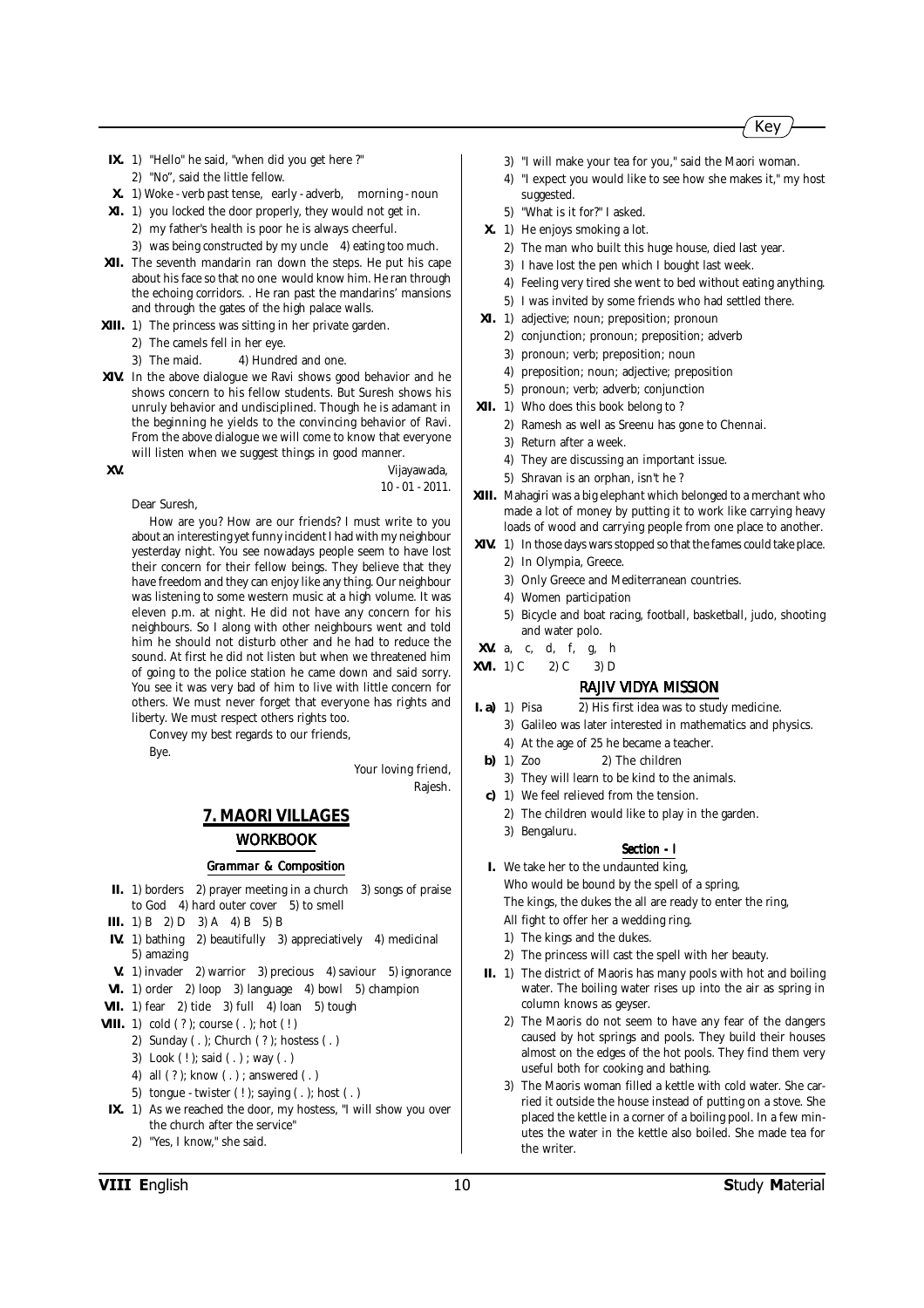**IX.** 1) "Hello" he said, "when did you get here ?"
2) "No", said the little fellow.

**X.** 1) Woke - verb past tense, early - adverb, morning - noun

**XI.** 1) you locked the door properly, they would not get in.
2) my father's health is poor he is always cheerful.
3) was being constructed by my uncle 4) eating too much.

**XII.** The seventh mandarin ran down the steps. He put his cape about his face so that no one would know him. He ran through the echoing corridors. . He ran past the mandarins' mansions and through the gates of the high palace walls.

**XIII.** 1) The princess was sitting in her private garden.
2) The camels fell in her eye.
3) The maid. 4) Hundred and one.

**XIV.** In the above dialogue we Ravi shows good behavior and he shows concern to his fellow students. But Suresh shows his unruly behavior and undisciplined. Though he is adamant in the beginning he yields to the convincing behavior of Ravi. From the above dialogue we will come to know that everyone will listen when we suggest things in good manner.

**XV.**

Vijayawada,
10 - 01 - 2011.

Dear Suresh,

How are you? How are our friends? I must write to you about an interesting yet funny incident I had with my neighbour yesterday night. You see nowadays people seem to have lost their concern for their fellow beings. They believe that they have freedom and they can enjoy like any thing. Our neighbour was listening to some western music at a high volume. It was eleven p.m. at night. He did not have any concern for his neighbours. So I along with other neighbours went and told him he should not disturb other and he had to reduce the sound. At first he did not listen but when we threatened him of going to the police station he came down and said sorry. You see it was very bad of him to live with little concern for others. We must never forget that everyone has rights and liberty. We must respect others rights too.

Convey my best regards to our friends,

Bye.

Your loving friend,
Rajesh.

## 7. MAORI VILLAGES

### WORKBOOK

#### Grammar & Composition

**II.** 1) borders 2) prayer meeting in a church 3) songs of praise to God 4) hard outer cover 5) to smell

**III.** 1) B 2) D 3) A 4) B 5) B

**IV.** 1) bathing 2) beautifully 3) appreciatively 4) medicinal 5) amazing

**V.** 1) invader 2) warrior 3) precious 4) saviour 5) ignorance

**VI.** 1) order 2) loop 3) language 4) bowl 5) champion

**VII.** 1) fear 2) tide 3) full 4) loan 5) tough

**VIII.** 1) cold ( ? ); course ( . ); hot ( ! )
2) Sunday ( . ); Church ( ? ); hostess ( . )
3) Look ( ! ); said ( . ) ; way ( . )
4) all ( ? ); know ( . ) ; answered ( . )
5) tongue - twister ( ! ); saying ( . ); host ( . )

**IX.** 1) As we reached the door, my hostess, "I will show you over the church after the service"
2) "Yes, I know," she said.
3) "I will make your tea for you," said the Maori woman.
4) "I expect you would like to see how she makes it," my host suggested.
5) "What is it for?" I asked.

**X.** 1) He enjoys smoking a lot.
2) The man who built this huge house, died last year.
3) I have lost the pen which I bought last week.
4) Feeling very tired she went to bed without eating anything.
5) I was invited by some friends who had settled there.

**XI.** 1) adjective; noun; preposition; pronoun
2) conjunction; pronoun; preposition; adverb
3) pronoun; verb; preposition; noun
4) preposition; noun; adjective; preposition
5) pronoun; verb; adverb; conjunction

**XII.** 1) Who does this book belong to ?
2) Ramesh as well as Sreenu has gone to Chennai.
3) Return after a week.
4) They are discussing an important issue.
5) Shravan is an orphan, isn't he ?

**XIII.** Mahagiri was a big elephant which belonged to a merchant who made a lot of money by putting it to work like carrying heavy loads of wood and carrying people from one place to another.

**XIV.** 1) In those days wars stopped so that the fames could take place.
2) In Olympia, Greece.
3) Only Greece and Mediterranean countries.
4) Women participation
5) Bicycle and boat racing, football, basketball, judo, shooting and water polo.

**XV.** a, c, d, f, g, h

**XVI.** 1) C 2) C 3) D

### RAJIV VIDYA MISSION

**I. a)** 1) Pisa 2) His first idea was to study medicine.
3) Galileo was later interested in mathematics and physics.
4) At the age of 25 he became a teacher.

**b)** 1) Zoo 2) The children
3) They will learn to be kind to the animals.

**c)** 1) We feel relieved from the tension.
2) The children would like to play in the garden.
3) Bengaluru.

#### Section - I

**I.** We take her to the undaunted king,
Who would be bound by the spell of a spring,
The kings, the dukes the all are ready to enter the ring,
All fight to offer her a wedding ring.
1) The kings and the dukes.
2) The princess will cast the spell with her beauty.

**II.** 1) The district of Maoris has many pools with hot and boiling water. The boiling water rises up into the air as spring in column knows as geyser.
2) The Maoris do not seem to have any fear of the dangers caused by hot springs and pools. They build their houses almost on the edges of the hot pools. They find them very useful both for cooking and bathing.
3) The Maoris woman filled a kettle with cold water. She carried it outside the house instead of putting on a stove. She placed the kettle in a corner of a boiling pool. In a few minutes the water in the kettle also boiled. She made tea for the writer.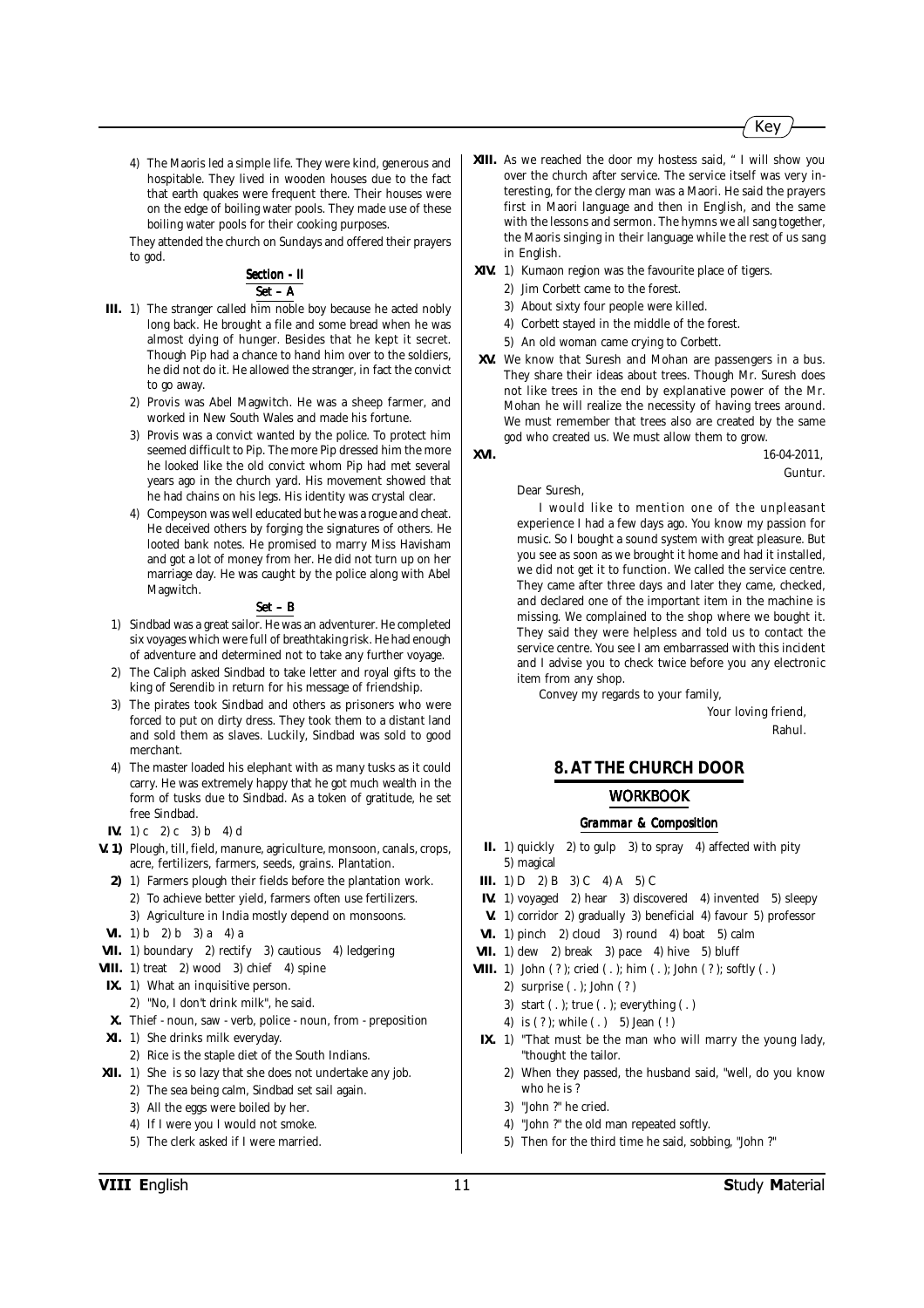4) The Maoris led a simple life. They were kind, generous and hospitable. They lived in wooden houses due to the fact that earth quakes were frequent there. Their houses were on the edge of boiling water pools. They made use of these boiling water pools for their cooking purposes.

They attended the church on Sundays and offered their prayers to god.

### Section - II

#### Set – A

**III.** 1) The stranger called him noble boy because he acted nobly long back. He brought a file and some bread when he was almost dying of hunger. Besides that he kept it secret. Though Pip had a chance to hand him over to the soldiers, he did not do it. He allowed the stranger, in fact the convict to go away.

2) Provis was Abel Magwitch. He was a sheep farmer, and worked in New South Wales and made his fortune.

3) Provis was a convict wanted by the police. To protect him seemed difficult to Pip. The more Pip dressed him the more he looked like the old convict whom Pip had met several years ago in the church yard. His movement showed that he had chains on his legs. His identity was crystal clear.

4) Compeyson was well educated but he was a rogue and cheat. He deceived others by forging the signatures of others. He looted bank notes. He promised to marry Miss Havisham and got a lot of money from her. He did not turn up on her marriage day. He was caught by the police along with Abel Magwitch.

#### Set – B

1) Sindbad was a great sailor. He was an adventurer. He completed six voyages which were full of breathtaking risk. He had enough of adventure and determined not to take any further voyage.

2) The Caliph asked Sindbad to take letter and royal gifts to the king of Serendib in return for his message of friendship.

3) The pirates took Sindbad and others as prisoners who were forced to put on dirty dress. They took them to a distant land and sold them as slaves. Luckily, Sindbad was sold to good merchant.

4) The master loaded his elephant with as many tusks as it could carry. He was extremely happy that he got much wealth in the form of tusks due to Sindbad. As a token of gratitude, he set free Sindbad.

**IV.** 1) c 2) c 3) b 4) d

**V. 1)** Plough, till, field, manure, agriculture, monsoon, canals, crops, acre, fertilizers, farmers, seeds, grains. Plantation.

**2)** 1) Farmers plough their fields before the plantation work.

2) To achieve better yield, farmers often use fertilizers.

3) Agriculture in India mostly depend on monsoons.

**VI.** 1) b 2) b 3) a 4) a

**VII.** 1) boundary 2) rectify 3) cautious 4) ledgering

**VIII.** 1) treat 2) wood 3) chief 4) spine

**IX.** 1) What an inquisitive person.

2) "No, I don't drink milk", he said.

**X.** Thief - noun, saw - verb, police - noun, from - preposition

**XI.** 1) She drinks milk everyday.

2) Rice is the staple diet of the South Indians.

**XII.** 1) She is so lazy that she does not undertake any job.

2) The sea being calm, Sindbad set sail again.

3) All the eggs were boiled by her.

4) If I were you I would not smoke.

5) The clerk asked if I were married.

**XIII.** As we reached the door my hostess said, " I will show you over the church after service. The service itself was very interesting, for the clergy man was a Maori. He said the prayers first in Maori language and then in English, and the same with the lessons and sermon. The hymns we all sang together, the Maoris singing in their language while the rest of us sang in English.

**XIV.** 1) Kumaon region was the favourite place of tigers.

2) Jim Corbett came to the forest.

3) About sixty four people were killed.

4) Corbett stayed in the middle of the forest.

5) An old woman came crying to Corbett.

**XV.** We know that Suresh and Mohan are passengers in a bus. They share their ideas about trees. Though Mr. Suresh does not like trees in the end by explanative power of the Mr. Mohan he will realize the necessity of having trees around. We must remember that trees also are created by the same god who created us. We must allow them to grow.

**XVI.**

16-04-2011,
Guntur.

Dear Suresh,

I would like to mention one of the unpleasant experience I had a few days ago. You know my passion for music. So I bought a sound system with great pleasure. But you see as soon as we brought it home and had it installed, we did not get it to function. We called the service centre. They came after three days and later they came, checked, and declared one of the important item in the machine is missing. We complained to the shop where we bought it. They said they were helpless and told us to contact the service centre. You see I am embarrassed with this incident and I advise you to check twice before you any electronic item from any shop.

Convey my regards to your family,

Your loving friend,
Rahul.

## 8. AT THE CHURCH DOOR

### WORKBOOK

#### Grammar & Composition

**II.** 1) quickly 2) to gulp 3) to spray 4) affected with pity 5) magical

**III.** 1) D 2) B 3) C 4) A 5) C

**IV.** 1) voyaged 2) hear 3) discovered 4) invented 5) sleepy

**V.** 1) corridor 2) gradually 3) beneficial 4) favour 5) professor

**VI.** 1) pinch 2) cloud 3) round 4) boat 5) calm

**VII.** 1) dew 2) break 3) pace 4) hive 5) bluff

**VIII.** 1) John ( ? ); cried ( . ); him ( . ); John ( ? ); softly ( . )

2) surprise ( . ); John ( ? )

3) start ( . ); true ( . ); everything ( . )

4) is ( ? ); while ( . ) 5) Jean ( ! )

**IX.** 1) "That must be the man who will marry the young lady, "thought the tailor.

2) When they passed, the husband said, "well, do you know who he is ?

3) "John ?" he cried.

4) "John ?" the old man repeated softly.

5) Then for the third time he said, sobbing, "John ?"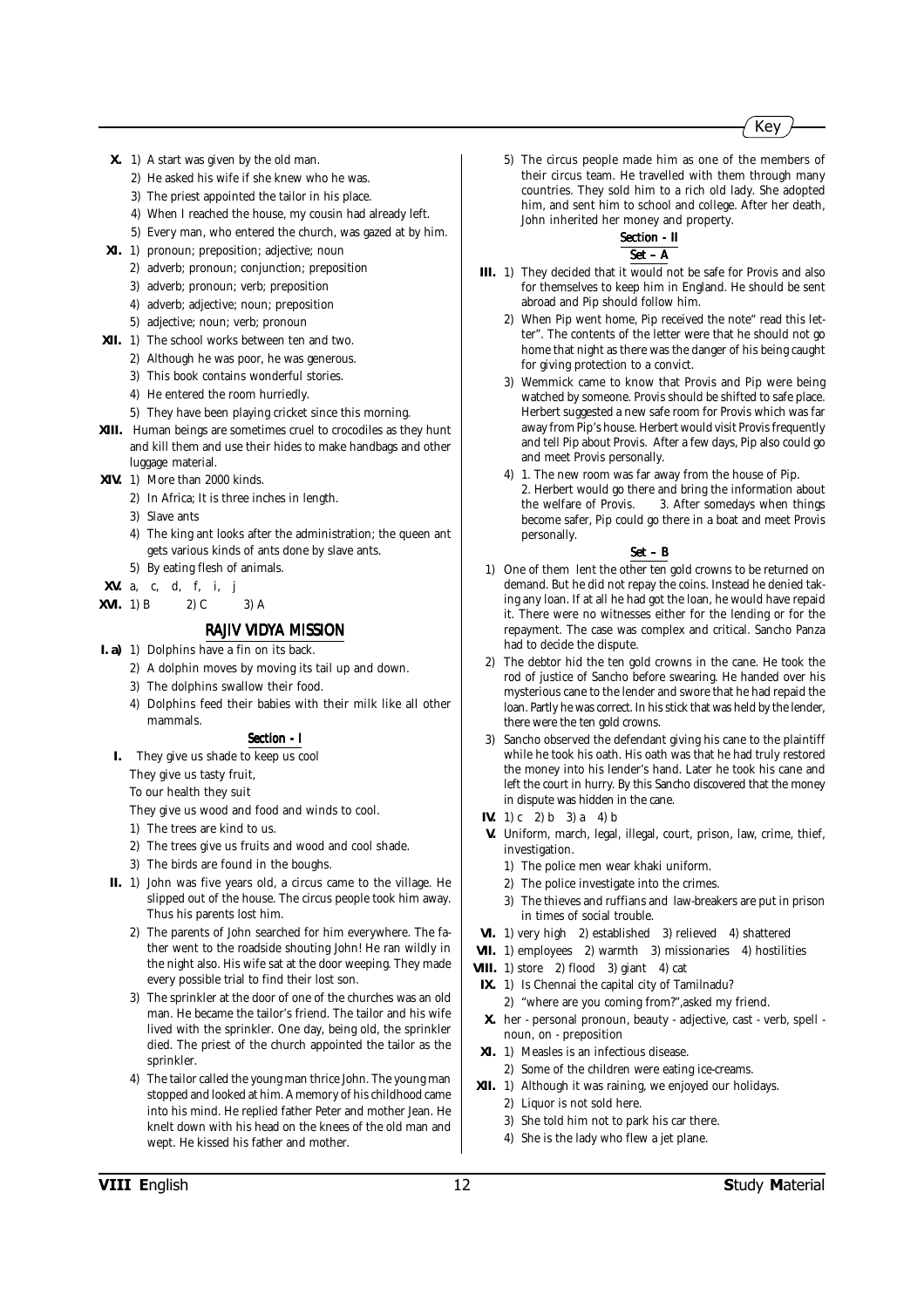**X.** 1) A start was given by the old man.
2) He asked his wife if she knew who he was.
3) The priest appointed the tailor in his place.
4) When I reached the house, my cousin had already left.
5) Every man, who entered the church, was gazed at by him.

**XI.** 1) pronoun; preposition; adjective; noun
2) adverb; pronoun; conjunction; preposition
3) adverb; pronoun; verb; preposition
4) adverb; adjective; noun; preposition
5) adjective; noun; verb; pronoun

**XII.** 1) The school works between ten and two.
2) Although he was poor, he was generous.
3) This book contains wonderful stories.
4) He entered the room hurriedly.
5) They have been playing cricket since this morning.

**XIII.** Human beings are sometimes cruel to crocodiles as they hunt and kill them and use their hides to make handbags and other luggage material.

**XIV.** 1) More than 2000 kinds.
2) In Africa; It is three inches in length.
3) Slave ants
4) The king ant looks after the administration; the queen ant gets various kinds of ants done by slave ants.
5) By eating flesh of animals.

**XV.** a, c, d, f, i, j

**XVI.** 1) B 2) C 3) A

## RAJIV VIDYA MISSION

**I. a)** 1) Dolphins have a fin on its back.
2) A dolphin moves by moving its tail up and down.
3) The dolphins swallow their food.
4) Dolphins feed their babies with their milk like all other mammals.

### Section - I

**I.** They give us shade to keep us cool
They give us tasty fruit,
To our health they suit
They give us wood and food and winds to cool.
1) The trees are kind to us.
2) The trees give us fruits and wood and cool shade.
3) The birds are found in the boughs.

**II.** 1) John was five years old, a circus came to the village. He slipped out of the house. The circus people took him away. Thus his parents lost him.
2) The parents of John searched for him everywhere. The father went to the roadside shouting John! He ran wildly in the night also. His wife sat at the door weeping. They made every possible trial to find their lost son.
3) The sprinkler at the door of one of the churches was an old man. He became the tailor's friend. The tailor and his wife lived with the sprinkler. One day, being old, the sprinkler died. The priest of the church appointed the tailor as the sprinkler.
4) The tailor called the young man thrice John. The young man stopped and looked at him. A memory of his childhood came into his mind. He replied father Peter and mother Jean. He knelt down with his head on the knees of the old man and wept. He kissed his father and mother.
5) The circus people made him as one of the members of their circus team. He travelled with them through many countries. They sold him to a rich old lady. She adopted him, and sent him to school and college. After her death, John inherited her money and property.

### Section - II

#### Set – A

**III.** 1) They decided that it would not be safe for Provis and also for themselves to keep him in England. He should be sent abroad and Pip should follow him.
2) When Pip went home, Pip received the note" read this letter". The contents of the letter were that he should not go home that night as there was the danger of his being caught for giving protection to a convict.
3) Wemmick came to know that Provis and Pip were being watched by someone. Provis should be shifted to safe place. Herbert suggested a new safe room for Provis which was far away from Pip's house. Herbert would visit Provis frequently and tell Pip about Provis. After a few days, Pip also could go and meet Provis personally.
4) 1. The new room was far away from the house of Pip. 2. Herbert would go there and bring the information about the welfare of Provis. 3. After somedays when things become safer, Pip could go there in a boat and meet Provis personally.

#### Set – B

1) One of them lent the other ten gold crowns to be returned on demand. But he did not repay the coins. Instead he denied taking any loan. If at all he had got the loan, he would have repaid it. There were no witnesses either for the lending or for the repayment. The case was complex and critical. Sancho Panza had to decide the dispute.
2) The debtor hid the ten gold crowns in the cane. He took the rod of justice of Sancho before swearing. He handed over his mysterious cane to the lender and swore that he had repaid the loan. Partly he was correct. In his stick that was held by the lender, there were the ten gold crowns.
3) Sancho observed the defendant giving his cane to the plaintiff while he took his oath. His oath was that he had truly restored the money into his lender's hand. Later he took his cane and left the court in hurry. By this Sancho discovered that the money in dispute was hidden in the cane.

**IV.** 1) c 2) b 3) a 4) b

**V.** Uniform, march, legal, illegal, court, prison, law, crime, thief, investigation.
1) The police men wear khaki uniform.
2) The police investigate into the crimes.
3) The thieves and ruffians and law-breakers are put in prison in times of social trouble.

**VI.** 1) very high 2) established 3) relieved 4) shattered

**VII.** 1) employees 2) warmth 3) missionaries 4) hostilities

**VIII.** 1) store 2) flood 3) giant 4) cat

**IX.** 1) Is Chennai the capital city of Tamilnadu?
2) "where are you coming from?",asked my friend.

**X.** her - personal pronoun, beauty - adjective, cast - verb, spell - noun, on - preposition

**XI.** 1) Measles is an infectious disease.
2) Some of the children were eating ice-creams.

**XII.** 1) Although it was raining, we enjoyed our holidays.
2) Liquor is not sold here.
3) She told him not to park his car there.
4) She is the lady who flew a jet plane.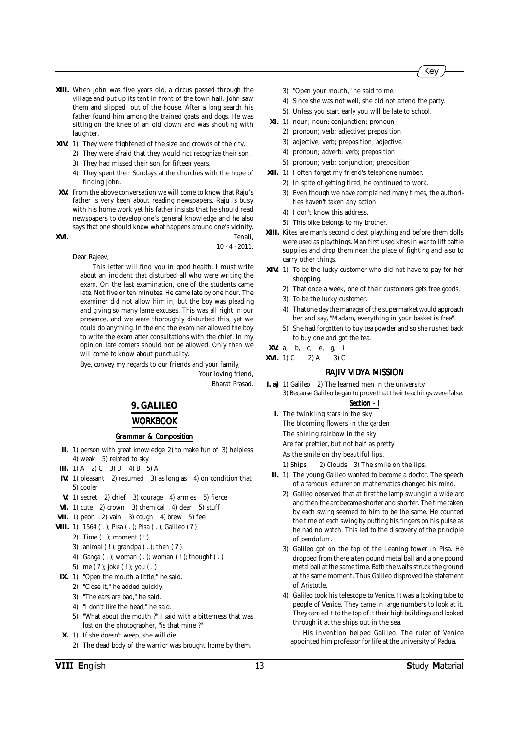**XIII.** When John was five years old, a circus passed through the village and put up its tent in front of the town hall. John saw them and slipped out of the house. After a long search his father found him among the trained goats and dogs. He was sitting on the knee of an old clown and was shouting with laughter.

**XIV.** 1) They were frightened of the size and crowds of the city.
2) They were afraid that they would not recognize their son.
3) They had missed their son for fifteen years.
4) They spent their Sundays at the churches with the hope of finding John.

**XV.** From the above conversation we will come to know that Raju's father is very keen about reading newspapers. Raju is busy with his home work yet his father insists that he should read newspapers to develop one's general knowledge and he also says that one should know what happens around one's vicinity.

**XVI.**

Tenali,
10 - 4 - 2011.

Dear Rajeev,

This letter will find you in good health. I must write about an incident that disturbed all who were writing the exam. On the last examination, one of the students came late. Not five or ten minutes. He came late by one hour. The examiner did not allow him in, but the boy was pleading and giving so many lame excuses. This was all right in our presence, and we were thoroughly disturbed this, yet we could do anything. In the end the examiner allowed the boy to write the exam after consultations with the chief. In my opinion late comers should not be allowed. Only then we will come to know about punctuality.

Bye, convey my regards to our friends and your family,

Your loving friend,
Bharat Prasad.

## 9. GALILEO

### WORKBOOK

#### Grammar & Composition

**II.** 1) person with great knowledge 2) to make fun of 3) helpless 4) weak 5) related to sky

**III.** 1) A 2) C 3) D 4) B 5) A

**IV.** 1) pleasant 2) resumed 3) as long as 4) on condition that 5) cooler

**V.** 1) secret 2) chief 3) courage 4) armies 5) fierce

**VI.** 1) cute 2) crown 3) chemical 4) dear 5) stuff

**VII.** 1) peon 2) vain 3) cough 4) brew 5) feel

**VIII.** 1) 1564 ( . ); Pisa ( . ); Pisa ( . ); Galileo ( ? )
2) Time ( . ); moment ( ! )
3) animal ( ! ); grandpa ( . ); then ( ? )
4) Ganga ( . ); woman ( . ); woman ( ! ); thought ( . )
5) me ( ? ); joke ( ! ); you ( . )

**IX.** 1) "Open the mouth a little," he said.
2) "Close it," he added quickly.
3) "The ears are bad," he said.
4) "I don't like the head," he said.
5) "What about the mouth ?" I said with a bitterness that was lost on the photographer, "is that mine ?"

**X.** 1) If she doesn't weep, she will die.
2) The dead body of the warrior was brought home by them.
3) "Open your mouth," he said to me.
4) Since she was not well, she did not attend the party.
5) Unless you start early you will be late to school.

**XI.** 1) noun; noun; conjunction; pronoun
2) pronoun; verb; adjective; preposition
3) adjective; verb; preposition; adjective.
4) pronoun; adverb; verb; preposition
5) pronoun; verb; conjunction; preposition

**XII.** 1) I often forget my friend's telephone number.
2) In spite of getting tired, he continued to work.
3) Even though we have complained many times, the authorities haven't taken any action.
4) I don't know this address.
5) This bike belongs to my brother.

**XIII.** Kites are man's second oldest plaything and before them dolls were used as playthings. Man first used kites in war to lift battle supplies and drop them near the place of fighting and also to carry other things.

**XIV.** 1) To be the lucky customer who did not have to pay for her shopping.
2) That once a week, one of their customers gets free goods.
3) To be the lucky customer.
4) That one day the manager of the supermarket would approach her and say, "Madam, everything in your basket is free".
5) She had forgotten to buy tea powder and so she rushed back to buy one and got the tea.

**XV.** a, b, c, e, g, i

**XVI.** 1) C 2) A 3) C

### RAJIV VIDYA MISSION

**I. a)** 1) Galileo 2) The learned men in the university.
3) Because Galileo began to prove that their teachings were false.

#### Section - I

**I.** The twinkling stars in the sky
The blooming flowers in the garden
The shining rainbow in the sky
Are far prettier, but not half as pretty
As the smile on thy beautiful lips.

1) Ships 2) Clouds 3) The smile on the lips.

**II.** 1) The young Galileo wanted to become a doctor. The speech of a famous lecturer on mathematics changed his mind.
2) Galileo observed that at first the lamp swung in a wide arc and then the arc became shorter and shorter. The time taken by each swing seemed to him to be the same. He counted the time of each swing by putting his fingers on his pulse as he had no watch. This led to the discovery of the principle of pendulum.
3) Galileo got on the top of the Leaning tower in Pisa. He dropped from there a ten pound metal ball and a one pound metal ball at the same time. Both the waits struck the ground at the same moment. Thus Galileo disproved the statement of Aristotle.
4) Galileo took his telescope to Venice. It was a looking tube to people of Venice. They came in large numbers to look at it. They carried it to the top of it their high buildings and looked through it at the ships out in the sea.

His invention helped Galileo. The ruler of Venice appointed him professor for life at the university of Padua.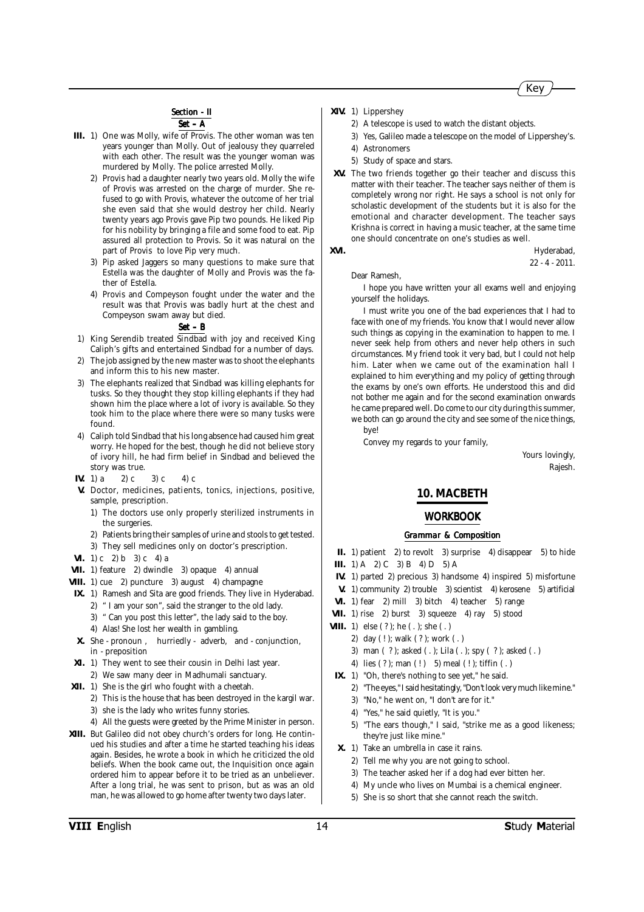## Section - II

### Set – A

**III.** 1) One was Molly, wife of Provis. The other woman was ten years younger than Molly. Out of jealousy they quarreled with each other. The result was the younger woman was murdered by Molly. The police arrested Molly.

2) Provis had a daughter nearly two years old. Molly the wife of Provis was arrested on the charge of murder. She refused to go with Provis, whatever the outcome of her trial she even said that she would destroy her child. Nearly twenty years ago Provis gave Pip two pounds. He liked Pip for his nobility by bringing a file and some food to eat. Pip assured all protection to Provis. So it was natural on the part of Provis to love Pip very much.

3) Pip asked Jaggers so many questions to make sure that Estella was the daughter of Molly and Provis was the father of Estella.

4) Provis and Compeyson fought under the water and the result was that Provis was badly hurt at the chest and Compeyson swam away but died.

### Set – B

1) King Serendib treated Sindbad with joy and received King Caliph's gifts and entertained Sindbad for a number of days.

2) The job assigned by the new master was to shoot the elephants and inform this to his new master.

3) The elephants realized that Sindbad was killing elephants for tusks. So they thought they stop killing elephants if they had shown him the place where a lot of ivory is available. So they took him to the place where there were so many tusks were found.

4) Caliph told Sindbad that his long absence had caused him great worry. He hoped for the best, though he did not believe story of ivory hill, he had firm belief in Sindbad and believed the story was true.

**IV.** 1) a 2) c 3) c 4) c

**V.** Doctor, medicines, patients, tonics, injections, positive, sample, prescription.

1) The doctors use only properly sterilized instruments in the surgeries.
2) Patients bring their samples of urine and stools to get tested.
3) They sell medicines only on doctor's prescription.

**VI.** 1) c 2) b 3) c 4) a

**VII.** 1) feature 2) dwindle 3) opaque 4) annual

**VIII.** 1) cue 2) puncture 3) august 4) champagne

**IX.** 1) Ramesh and Sita are good friends. They live in Hyderabad.
2) " I am your son", said the stranger to the old lady.
3) " Can you post this letter", the lady said to the boy.
4) Alas! She lost her wealth in gambling.

**X.** She - pronoun , hurriedly - adverb, and - conjunction, in - preposition

**XI.** 1) They went to see their cousin in Delhi last year.
2) We saw many deer in Madhumali sanctuary.

**XII.** 1) She is the girl who fought with a cheetah.
2) This is the house that has been destroyed in the kargil war.
3) she is the lady who writes funny stories.
4) All the guests were greeted by the Prime Minister in person.

**XIII.** But Galileo did not obey church's orders for long. He continued his studies and after a time he started teaching his ideas again. Besides, he wrote a book in which he criticized the old beliefs. When the book came out, the Inquisition once again ordered him to appear before it to be tried as an unbeliever. After a long trial, he was sent to prison, but as was an old man, he was allowed to go home after twenty two days later.

**XIV.** 1) Lippershey
2) A telescope is used to watch the distant objects.
3) Yes, Galileo made a telescope on the model of Lippershey's.
4) Astronomers
5) Study of space and stars.

**XV.** The two friends together go their teacher and discuss this matter with their teacher. The teacher says neither of them is completely wrong nor right. He says a school is not only for scholastic development of the students but it is also for the emotional and character development. The teacher says Krishna is correct in having a music teacher, at the same time one should concentrate on one's studies as well.

**XVI.**

Hyderabad,
22 - 4 - 2011.

Dear Ramesh,

I hope you have written your all exams well and enjoying yourself the holidays.

I must write you one of the bad experiences that I had to face with one of my friends. You know that I would never allow such things as copying in the examination to happen to me. I never seek help from others and never help others in such circumstances. My friend took it very bad, but I could not help him. Later when we came out of the examination hall I explained to him everything and my policy of getting through the exams by one's own efforts. He understood this and did not bother me again and for the second examination onwards he came prepared well. Do come to our city during this summer, we both can go around the city and see some of the nice things, bye!

Convey my regards to your family,

Yours lovingly,
Rajesh.

## 10. MACBETH

### WORKBOOK

#### *Grammar & Composition*

**II.** 1) patient 2) to revolt 3) surprise 4) disappear 5) to hide

**III.** 1) A 2) C 3) B 4) D 5) A

**IV.** 1) parted 2) precious 3) handsome 4) inspired 5) misfortune

**V.** 1) community 2) trouble 3) scientist 4) kerosene 5) artificial

**VI.** 1) fear 2) mill 3) bitch 4) teacher 5) range

**VII.** 1) rise 2) burst 3) squeeze 4) ray 5) stood

**VIII.** 1) else ( ? ); he ( . ); she ( . )
2) day ( ! ); walk ( ? ); work ( . )
3) man ( ? ); asked ( . ); Lila ( . ); spy ( ? ); asked ( . )
4) lies ( ? ); man ( ! ) 5) meal ( ! ); tiffin ( . )

**IX.** 1) "Oh, there's nothing to see yet," he said.
2) "The eyes," I said hesitatingly, "Don't look very much like mine."
3) "No," he went on, "I don't are for it."
4) "Yes," he said quietly, "It is you."
5) "The ears though," I said, "strike me as a good likeness; they're just like mine."

**X.** 1) Take an umbrella in case it rains.
2) Tell me why you are not going to school.
3) The teacher asked her if a dog had ever bitten her.
4) My uncle who lives on Mumbai is a chemical engineer.
5) She is so short that she cannot reach the switch.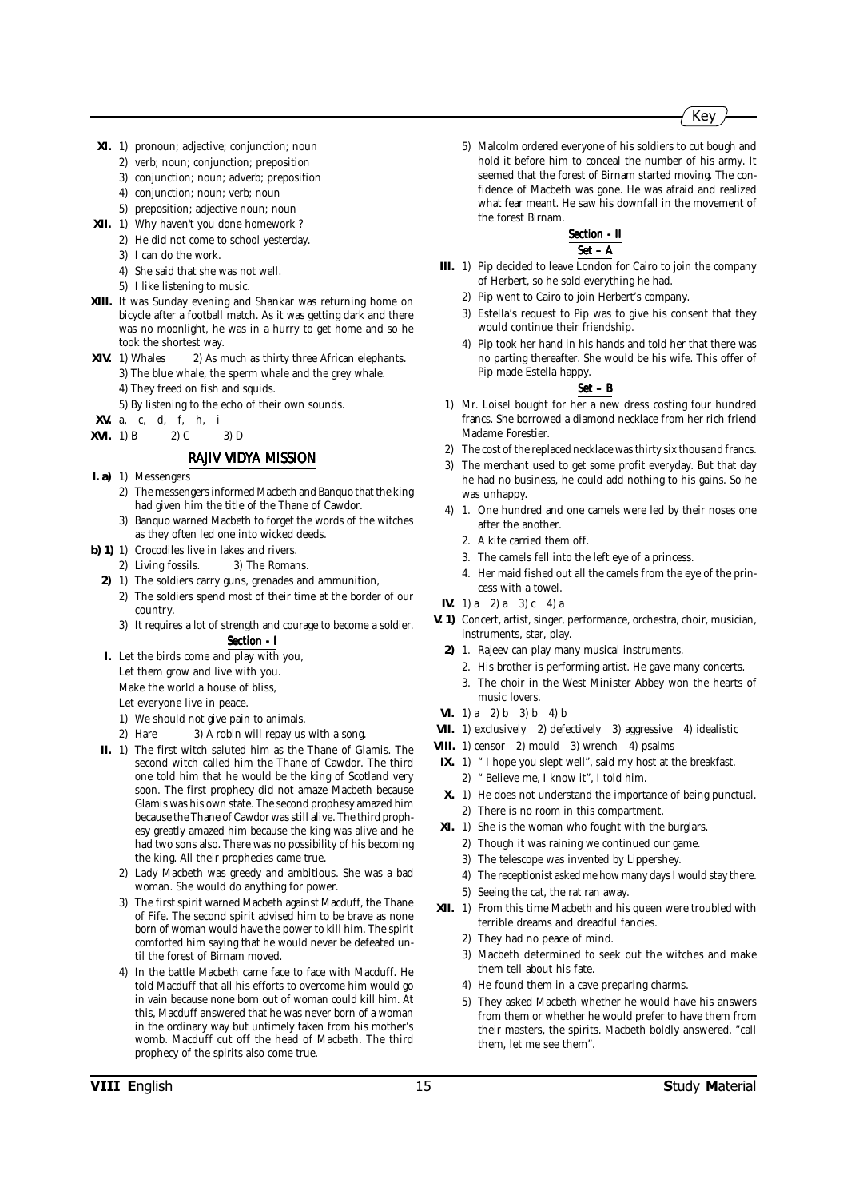**XI.** 1) pronoun; adjective; conjunction; noun
2) verb; noun; conjunction; preposition
3) conjunction; noun; adverb; preposition
4) conjunction; noun; verb; noun
5) preposition; adjective noun; noun

**XII.** 1) Why haven't you done homework ?
2) He did not come to school yesterday.
3) I can do the work.
4) She said that she was not well.
5) I like listening to music.

**XIII.** It was Sunday evening and Shankar was returning home on bicycle after a football match. As it was getting dark and there was no moonlight, he was in a hurry to get home and so he took the shortest way.

**XIV.** 1) Whales 2) As much as thirty three African elephants.
3) The blue whale, the sperm whale and the grey whale.
4) They freed on fish and squids.
5) By listening to the echo of their own sounds.

**XV.** a, c, d, f, h, i

**XVI.** 1) B 2) C 3) D

## RAJIV VIDYA MISSION

**I. a)** 1) Messengers
2) The messengers informed Macbeth and Banquo that the king had given him the title of the Thane of Cawdor.
3) Banquo warned Macbeth to forget the words of the witches as they often led one into wicked deeds.

**b) 1)** 1) Crocodiles live in lakes and rivers.
2) Living fossils. 3) The Romans.

**2)** 1) The soldiers carry guns, grenades and ammunition,
2) The soldiers spend most of their time at the border of our country.
3) It requires a lot of strength and courage to become a soldier.

### Section - I

**I.** Let the birds come and play with you,
Let them grow and live with you.
Make the world a house of bliss,
Let everyone live in peace.
1) We should not give pain to animals.
2) Hare 3) A robin will repay us with a song.

**II.** 1) The first witch saluted him as the Thane of Glamis. The second witch called him the Thane of Cawdor. The third one told him that he would be the king of Scotland very soon. The first prophecy did not amaze Macbeth because Glamis was his own state. The second prophesy amazed him because the Thane of Cawdor was still alive. The third prophesy greatly amazed him because the king was alive and he had two sons also. There was no possibility of his becoming the king. All their prophecies came true.
2) Lady Macbeth was greedy and ambitious. She was a bad woman. She would do anything for power.
3) The first spirit warned Macbeth against Macduff, the Thane of Fife. The second spirit advised him to be brave as none born of woman would have the power to kill him. The spirit comforted him saying that he would never be defeated until the forest of Birnam moved.
4) In the battle Macbeth came face to face with Macduff. He told Macduff that all his efforts to overcome him would go in vain because none born out of woman could kill him. At this, Macduff answered that he was never born of a woman in the ordinary way but untimely taken from his mother's womb. Macduff cut off the head of Macbeth. The third prophecy of the spirits also come true.
5) Malcolm ordered everyone of his soldiers to cut bough and hold it before him to conceal the number of his army. It seemed that the forest of Birnam started moving. The confidence of Macbeth was gone. He was afraid and realized what fear meant. He saw his downfall in the movement of the forest Birnam.

### Section - II

#### Set – A

**III.** 1) Pip decided to leave London for Cairo to join the company of Herbert, so he sold everything he had.
2) Pip went to Cairo to join Herbert's company.
3) Estella's request to Pip was to give his consent that they would continue their friendship.
4) Pip took her hand in his hands and told her that there was no parting thereafter. She would be his wife. This offer of Pip made Estella happy.

#### Set – B

1) Mr. Loisel bought for her a new dress costing four hundred francs. She borrowed a diamond necklace from her rich friend Madame Forestier.
2) The cost of the replaced necklace was thirty six thousand francs.
3) The merchant used to get some profit everyday. But that day he had no business, he could add nothing to his gains. So he was unhappy.
4) 1. One hundred and one camels were led by their noses one after the another.
2. A kite carried them off.
3. The camels fell into the left eye of a princess.
4. Her maid fished out all the camels from the eye of the princess with a towel.

**IV.** 1) a 2) a 3) c 4) a

**V. 1)** Concert, artist, singer, performance, orchestra, choir, musician, instruments, star, play.

**2)** 1. Rajeev can play many musical instruments.
2. His brother is performing artist. He gave many concerts.
3. The choir in the West Minister Abbey won the hearts of music lovers.

**VI.** 1) a 2) b 3) b 4) b

**VII.** 1) exclusively 2) defectively 3) aggressive 4) idealistic

**VIII.** 1) censor 2) mould 3) wrench 4) psalms

**IX.** 1) " I hope you slept well", said my host at the breakfast.
2) " Believe me, I know it", I told him.

**X.** 1) He does not understand the importance of being punctual.
2) There is no room in this compartment.

**XI.** 1) She is the woman who fought with the burglars.
2) Though it was raining we continued our game.
3) The telescope was invented by Lippershey.
4) The receptionist asked me how many days I would stay there.
5) Seeing the cat, the rat ran away.

**XII.** 1) From this time Macbeth and his queen were troubled with terrible dreams and dreadful fancies.
2) They had no peace of mind.
3) Macbeth determined to seek out the witches and make them tell about his fate.
4) He found them in a cave preparing charms.
5) They asked Macbeth whether he would have his answers from them or whether he would prefer to have them from their masters, the spirits. Macbeth boldly answered, "call them, let me see them".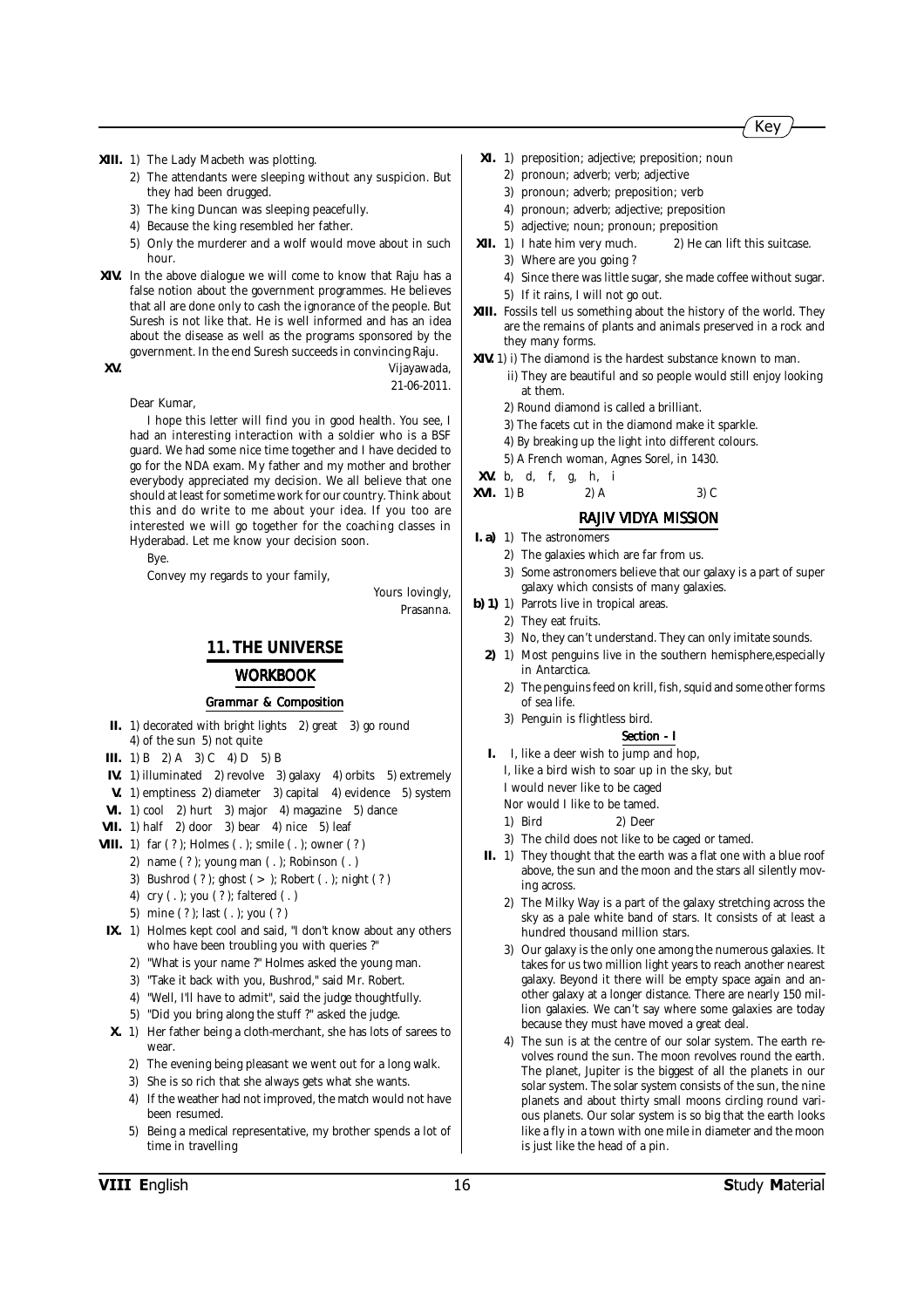**XIII.** 1) The Lady Macbeth was plotting.

2) The attendants were sleeping without any suspicion. But they had been drugged.

3) The king Duncan was sleeping peacefully.

4) Because the king resembled her father.

5) Only the murderer and a wolf would move about in such hour.

**XIV.** In the above dialogue we will come to know that Raju has a false notion about the government programmes. He believes that all are done only to cash the ignorance of the people. But Suresh is not like that. He is well informed and has an idea about the disease as well as the programs sponsored by the government. In the end Suresh succeeds in convincing Raju.

**XV.**

Vijayawada,
21-06-2011.

Dear Kumar,

I hope this letter will find you in good health. You see, I had an interesting interaction with a soldier who is a BSF guard. We had some nice time together and I have decided to go for the NDA exam. My father and my mother and brother everybody appreciated my decision. We all believe that one should at least for sometime work for our country. Think about this and do write to me about your idea. If you too are interested we will go together for the coaching classes in Hyderabad. Let me know your decision soon.

Bye.

Convey my regards to your family,

Yours lovingly,
Prasanna.

## 11. THE UNIVERSE

### WORKBOOK

#### Grammar & Composition

**II.** 1) decorated with bright lights 2) great 3) go round 4) of the sun 5) not quite

**III.** 1) B 2) A 3) C 4) D 5) B

**IV.** 1) illuminated 2) revolve 3) galaxy 4) orbits 5) extremely

**V.** 1) emptiness 2) diameter 3) capital 4) evidence 5) system

**VI.** 1) cool 2) hurt 3) major 4) magazine 5) dance

**VII.** 1) half 2) door 3) bear 4) nice 5) leaf

**VIII.** 1) far ( ? ); Holmes ( . ); smile ( . ); owner ( ? )

2) name ( ? ); young man ( . ); Robinson ( . )

3) Bushrod ( ? ); ghost ( > ); Robert ( . ); night ( ? )

4) cry ( . ); you ( ? ); faltered ( . )

5) mine ( ? ); last ( . ); you ( ? )

**IX.** 1) Holmes kept cool and said, "I don't know about any others who have been troubling you with queries ?"

2) "What is your name ?" Holmes asked the young man.

3) "Take it back with you, Bushrod," said Mr. Robert.

4) "Well, I'll have to admit", said the judge thoughtfully.

5) "Did you bring along the stuff ?" asked the judge.

**X.** 1) Her father being a cloth-merchant, she has lots of sarees to wear.

2) The evening being pleasant we went out for a long walk.

3) She is so rich that she always gets what she wants.

4) If the weather had not improved, the match would not have been resumed.

5) Being a medical representative, my brother spends a lot of time in travelling

**XI.** 1) preposition; adjective; preposition; noun

2) pronoun; adverb; verb; adjective

3) pronoun; adverb; preposition; verb

4) pronoun; adverb; adjective; preposition

5) adjective; noun; pronoun; preposition

**XII.** 1) I hate him very much. 2) He can lift this suitcase.

3) Where are you going ?

4) Since there was little sugar, she made coffee without sugar.

5) If it rains, I will not go out.

**XIII.** Fossils tell us something about the history of the world. They are the remains of plants and animals preserved in a rock and they many forms.

**XIV.** 1) i) The diamond is the hardest substance known to man.

ii) They are beautiful and so people would still enjoy looking at them.

2) Round diamond is called a brilliant.

3) The facets cut in the diamond make it sparkle.

4) By breaking up the light into different colours.

5) A French woman, Agnes Sorel, in 1430.

**XV.** b, d, f, g, h, i

**XVI.** 1) B 2) A 3) C

### RAJIV VIDYA MISSION

**I. a)** 1) The astronomers

2) The galaxies which are far from us.

3) Some astronomers believe that our galaxy is a part of super galaxy which consists of many galaxies.

**b) 1)** 1) Parrots live in tropical areas.

2) They eat fruits.

3) No, they can't understand. They can only imitate sounds.

**2)** 1) Most penguins live in the southern hemisphere,especially in Antarctica.

2) The penguins feed on krill, fish, squid and some other forms of sea life.

3) Penguin is flightless bird.

#### Section - I

**I.** I, like a deer wish to jump and hop,
I, like a bird wish to soar up in the sky, but
I would never like to be caged
Nor would I like to be tamed.

1) Bird 2) Deer

3) The child does not like to be caged or tamed.

**II.** 1) They thought that the earth was a flat one with a blue roof above, the sun and the moon and the stars all silently moving across.

2) The Milky Way is a part of the galaxy stretching across the sky as a pale white band of stars. It consists of at least a hundred thousand million stars.

3) Our galaxy is the only one among the numerous galaxies. It takes for us two million light years to reach another nearest galaxy. Beyond it there will be empty space again and another galaxy at a longer distance. There are nearly 150 million galaxies. We can't say where some galaxies are today because they must have moved a great deal.

4) The sun is at the centre of our solar system. The earth revolves round the sun. The moon revolves round the earth. The planet, Jupiter is the biggest of all the planets in our solar system. The solar system consists of the sun, the nine planets and about thirty small moons circling round various planets. Our solar system is so big that the earth looks like a fly in a town with one mile in diameter and the moon is just like the head of a pin.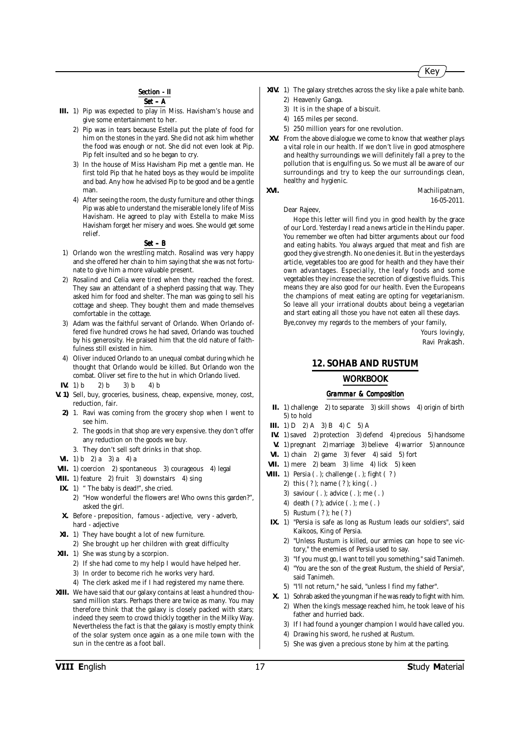## Section - II

### Set – A

**III.** 1) Pip was expected to play in Miss. Havisham's house and give some entertainment to her.

2) Pip was in tears because Estella put the plate of food for him on the stones in the yard. She did not ask him whether the food was enough or not. She did not even look at Pip. Pip felt insulted and so he began to cry.

3) In the house of Miss Havisham Pip met a gentle man. He first told Pip that he hated boys as they would be impolite and bad. Any how he advised Pip to be good and be a gentle man.

4) After seeing the room, the dusty furniture and other things Pip was able to understand the miserable lonely life of Miss Havisham. He agreed to play with Estella to make Miss Havisham forget her misery and woes. She would get some relief.

### Set – B

1) Orlando won the wrestling match. Rosalind was very happy and she offered her chain to him saying that she was not fortunate to give him a more valuable present.

2) Rosalind and Celia were tired when they reached the forest. They saw an attendant of a shepherd passing that way. They asked him for food and shelter. The man was going to sell his cottage and sheep. They bought them and made themselves comfortable in the cottage.

3) Adam was the faithful servant of Orlando. When Orlando offered five hundred crows he had saved, Orlando was touched by his generosity. He praised him that the old nature of faithfulness still existed in him.

4) Oliver induced Orlando to an unequal combat during which he thought that Orlando would be killed. But Orlando won the combat. Oliver set fire to the hut in which Orlando lived.

**IV.** 1) b 2) b 3) b 4) b

**V. 1)** Sell, buy, groceries, business, cheap, expensive, money, cost, reduction, fair.

**2)** 1. Ravi was coming from the grocery shop when I went to see him.

2. The goods in that shop are very expensive. they don't offer any reduction on the goods we buy.

3. They don't sell soft drinks in that shop.

**VI.** 1) b 2) a 3) a 4) a

**VII.** 1) coercion 2) spontaneous 3) courageous 4) legal

**VIII.** 1) feature 2) fruit 3) downstairs 4) sing

**IX.** 1) " The baby is dead!", she cried.

2) "How wonderful the flowers are! Who owns this garden?", asked the girl.

**X.** Before - preposition, famous - adjective, very - adverb, hard - adjective

**XI.** 1) They have bought a lot of new furniture.

2) She brought up her children with great difficulty

**XII.** 1) She was stung by a scorpion.

2) If she had come to my help I would have helped her.

3) In order to become rich he works very hard.

4) The clerk asked me if I had registered my name there.

**XIII.** We have said that our galaxy contains at least a hundred thousand million stars. Perhaps there are twice as many. You may therefore think that the galaxy is closely packed with stars; indeed they seem to crowd thickly together in the Milky Way. Nevertheless the fact is that the galaxy is mostly empty think of the solar system once again as a one mile town with the sun in the centre as a foot ball.

**XIV.** 1) The galaxy stretches across the sky like a pale white banb.

2) Heavenly Ganga.

3) It is in the shape of a biscuit.

4) 165 miles per second.

5) 250 million years for one revolution.

**XV.** From the above dialogue we come to know that weather plays a vital role in our health. If we don't live in good atmosphere and healthy surroundings we will definitely fall a prey to the pollution that is engulfing us. So we must all be aware of our surroundings and try to keep the our surroundings clean, healthy and hygienic.

**XVI.**

Machilipatnam,
16-05-2011.

Dear Rajeev,

Hope this letter will find you in good health by the grace of our Lord. Yesterday I read a news article in the Hindu paper. You remember we often had bitter arguments about our food and eating habits. You always argued that meat and fish are good they give strength. No one denies it. But in the yesterdays article, vegetables too are good for health and they have their own advantages. Especially, the leafy foods and some vegetables they increase the secretion of digestive fluids. This means they are also good for our health. Even the Europeans the champions of meat eating are opting for vegetarianism. So leave all your irrational doubts about being a vegetarian and start eating all those you have not eaten all these days.

Bye,convey my regards to the members of your family,

Yours lovingly,
Ravi Prakash.

## 12. SOHAB AND RUSTUM

### WORKBOOK

#### Grammar & Composition

**II.** 1) challenge 2) to separate 3) skill shows 4) origin of birth 5) to hold

**III.** 1) D 2) A 3) B 4) C 5) A

**IV.** 1) saved 2) protection 3) defend 4) precious 5) handsome

**V.** 1) pregnant 2) marriage 3) believe 4) warrior 5) announce

**VI.** 1) chain 2) game 3) fever 4) said 5) fort

**VII.** 1) mere 2) beam 3) lime 4) lick 5) keen

**VIII.** 1) Persia ( . ); challenge ( . ); fight ( ? )

2) this ( ? ); name ( ? ); king ( . )

3) saviour ( . ); advice ( . ); me ( . )

4) death ( ? ); advice ( . ); me ( . )

5) Rustum ( ? ); he ( ? )

**IX.** 1) "Persia is safe as long as Rustum leads our soldiers", said Kaikoos, King of Persia.

2) "Unless Rustum is killed, our armies can hope to see victory," the enemies of Persia used to say.

3) "If you must go, I want to tell you something," said Tanimeh.

4) "You are the son of the great Rustum, the shield of Persia", said Tanimeh.

5) "I'll not return," he said, "unless I find my father".

**X.** 1) Sohrab asked the young man if he was ready to fight with him.

2) When the king's message reached him, he took leave of his father and hurried back.

3) If I had found a younger champion I would have called you.

4) Drawing his sword, he rushed at Rustum.

5) She was given a precious stone by him at the parting.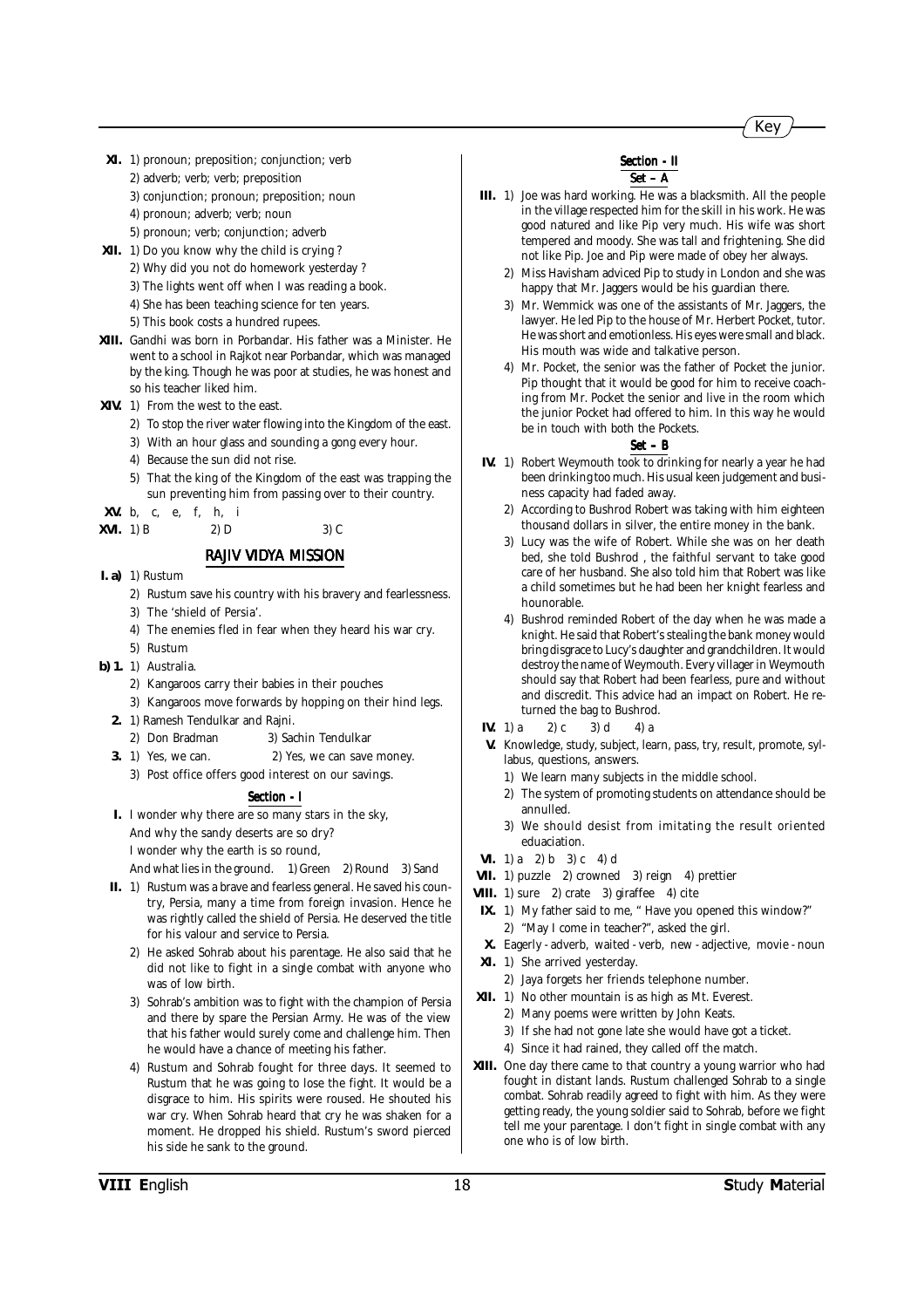**XI.** 1) pronoun; preposition; conjunction; verb

2) adverb; verb; verb; preposition

3) conjunction; pronoun; preposition; noun

4) pronoun; adverb; verb; noun

5) pronoun; verb; conjunction; adverb

**XII.** 1) Do you know why the child is crying ?

2) Why did you not do homework yesterday ?

3) The lights went off when I was reading a book.

4) She has been teaching science for ten years.

5) This book costs a hundred rupees.

**XIII.** Gandhi was born in Porbandar. His father was a Minister. He went to a school in Rajkot near Porbandar, which was managed by the king. Though he was poor at studies, he was honest and so his teacher liked him.

**XIV.** 1) From the west to the east.

2) To stop the river water flowing into the Kingdom of the east.

3) With an hour glass and sounding a gong every hour.

4) Because the sun did not rise.

5) That the king of the Kingdom of the east was trapping the sun preventing him from passing over to their country.

**XV.** b, c, e, f, h, i

**XVI.** 1) B 2) D 3) C

## RAJIV VIDYA MISSION

**I. a)** 1) Rustum

2) Rustum save his country with his bravery and fearlessness.

3) The 'shield of Persia'.

4) The enemies fled in fear when they heard his war cry.

5) Rustum

**b) 1.** 1) Australia.

2) Kangaroos carry their babies in their pouches

3) Kangaroos move forwards by hopping on their hind legs.

**2.** 1) Ramesh Tendulkar and Rajni.

2) Don Bradman 3) Sachin Tendulkar

**3.** 1) Yes, we can. 2) Yes, we can save money.

3) Post office offers good interest on our savings.

### Section - I

**I.** I wonder why there are so many stars in the sky,

And why the sandy deserts are so dry?

I wonder why the earth is so round,

And what lies in the ground. 1) Green 2) Round 3) Sand

**II.** 1) Rustum was a brave and fearless general. He saved his country, Persia, many a time from foreign invasion. Hence he was rightly called the shield of Persia. He deserved the title for his valour and service to Persia.

2) He asked Sohrab about his parentage. He also said that he did not like to fight in a single combat with anyone who was of low birth.

3) Sohrab's ambition was to fight with the champion of Persia and there by spare the Persian Army. He was of the view that his father would surely come and challenge him. Then he would have a chance of meeting his father.

4) Rustum and Sohrab fought for three days. It seemed to Rustum that he was going to lose the fight. It would be a disgrace to him. His spirits were roused. He shouted his war cry. When Sohrab heard that cry he was shaken for a moment. He dropped his shield. Rustum's sword pierced his side he sank to the ground.

### Section - II

#### Set – A

**III.** 1) Joe was hard working. He was a blacksmith. All the people in the village respected him for the skill in his work. He was good natured and like Pip very much. His wife was short tempered and moody. She was tall and frightening. She did not like Pip. Joe and Pip were made of obey her always.

2) Miss Havisham adviced Pip to study in London and she was happy that Mr. Jaggers would be his guardian there.

3) Mr. Wemmick was one of the assistants of Mr. Jaggers, the lawyer. He led Pip to the house of Mr. Herbert Pocket, tutor. He was short and emotionless. His eyes were small and black. His mouth was wide and talkative person.

4) Mr. Pocket, the senior was the father of Pocket the junior. Pip thought that it would be good for him to receive coaching from Mr. Pocket the senior and live in the room which the junior Pocket had offered to him. In this way he would be in touch with both the Pockets.

#### Set – B

**IV.** 1) Robert Weymouth took to drinking for nearly a year he had been drinking too much. His usual keen judgement and business capacity had faded away.

2) According to Bushrod Robert was taking with him eighteen thousand dollars in silver, the entire money in the bank.

3) Lucy was the wife of Robert. While she was on her death bed, she told Bushrod , the faithful servant to take good care of her husband. She also told him that Robert was like a child sometimes but he had been her knight fearless and hounorable.

4) Bushrod reminded Robert of the day when he was made a knight. He said that Robert's stealing the bank money would bring disgrace to Lucy's daughter and grandchildren. It would destroy the name of Weymouth. Every villager in Weymouth should say that Robert had been fearless, pure and without and discredit. This advice had an impact on Robert. He returned the bag to Bushrod.

**IV.** 1) a 2) c 3) d 4) a

**V.** Knowledge, study, subject, learn, pass, try, result, promote, syllabus, questions, answers.

1) We learn many subjects in the middle school.

2) The system of promoting students on attendance should be annulled.

3) We should desist from imitating the result oriented eduaciation.

**VI.** 1) a 2) b 3) c 4) d

**VII.** 1) puzzle 2) crowned 3) reign 4) prettier

**VIII.** 1) sure 2) crate 3) giraffee 4) cite

**IX.** 1) My father said to me, " Have you opened this window?"

2) "May I come in teacher?", asked the girl.

**X.** Eagerly - adverb, waited - verb, new - adjective, movie - noun

**XI.** 1) She arrived yesterday.

2) Jaya forgets her friends telephone number.

**XII.** 1) No other mountain is as high as Mt. Everest.

2) Many poems were written by John Keats.

3) If she had not gone late she would have got a ticket.

4) Since it had rained, they called off the match.

**XIII.** One day there came to that country a young warrior who had fought in distant lands. Rustum challenged Sohrab to a single combat. Sohrab readily agreed to fight with him. As they were getting ready, the young soldier said to Sohrab, before we fight tell me your parentage. I don't fight in single combat with any one who is of low birth.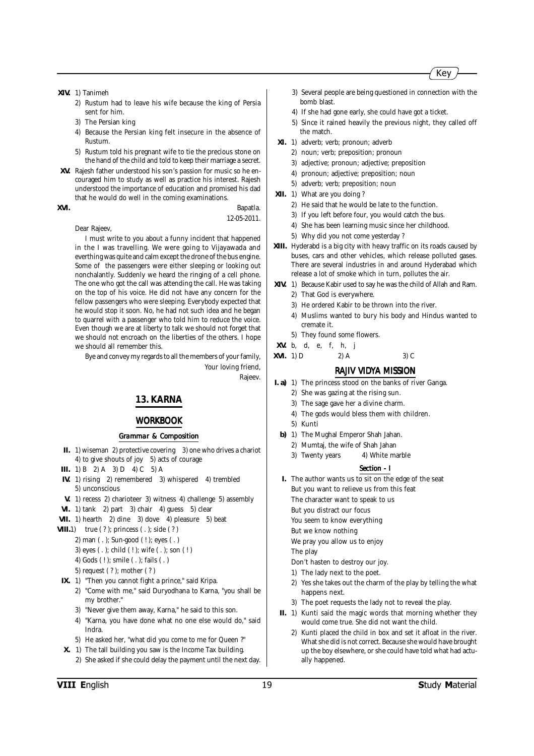**XIV.** 1) Tanimeh

2) Rustum had to leave his wife because the king of Persia sent for him.

3) The Persian king

4) Because the Persian king felt insecure in the absence of Rustum.

5) Rustum told his pregnant wife to tie the precious stone on the hand of the child and told to keep their marriage a secret.

**XV.** Rajesh father understood his son's passion for music so he encouraged him to study as well as practice his interest. Rajesh understood the importance of education and promised his dad that he would do well in the coming examinations.

**XVI.**

Bapatla.
12-05-2011.

Dear Rajeev,

I must write to you about a funny incident that happened in the I was travelling. We were going to Vijayawada and everthing was quite and calm except the drone of the bus engine. Some of the passengers were either sleeping or looking out nonchalantly. Suddenly we heard the ringing of a cell phone. The one who got the call was attending the call. He was taking on the top of his voice. He did not have any concern for the fellow passengers who were sleeping. Everybody expected that he would stop it soon. No, he had not such idea and he began to quarrel with a passenger who told him to reduce the voice. Even though we are at liberty to talk we should not forget that we should not encroach on the liberties of the others. I hope we should all remember this.

Bye and convey my regards to all the members of your family,

Your loving friend,
Rajeev.

## 13. KARNA

### WORKBOOK

#### Grammar & Composition

**II.** 1) wiseman 2) protective covering 3) one who drives a chariot 4) to give shouts of joy 5) acts of courage

**III.** 1) B 2) A 3) D 4) C 5) A

**IV.** 1) rising 2) remembered 3) whispered 4) trembled 5) unconscious

**V.** 1) recess 2) charioteer 3) witness 4) challenge 5) assembly

**VI.** 1) tank 2) part 3) chair 4) guess 5) clear

**VII.** 1) hearth 2) dine 3) dove 4) pleasure 5) beat

**VIII.** 1) true ( ? ); princess ( . ); side ( ? )

2) man ( . ); Sun-good ( ! ); eyes ( . )

3) eyes ( . ); child ( ! ); wife ( . ); son ( ! )

4) Gods ( ! ); smile ( . ); fails ( . )

5) request ( ? ); mother ( ? )

**IX.** 1) "Then you cannot fight a prince," said Kripa.

2) "Come with me," said Duryodhana to Karna, "you shall be my brother."

3) "Never give them away, Karna," he said to this son.

4) "Karna, you have done what no one else would do," said Indra.

5) He asked her, "what did you come to me for Queen ?"

**X.** 1) The tall building you saw is the Income Tax building.

2) She asked if she could delay the payment until the next day.

3) Several people are being questioned in connection with the bomb blast.

4) If she had gone early, she could have got a ticket.

5) Since it rained heavily the previous night, they called off the match.

**XI.** 1) adverb; verb; pronoun; adverb

2) noun; verb; preposition; pronoun

3) adjective; pronoun; adjective; preposition

4) pronoun; adjective; preposition; noun

5) adverb; verb; preposition; noun

**XII.** 1) What are you doing ?

2) He said that he would be late to the function.

3) If you left before four, you would catch the bus.

4) She has been learning music since her childhood.

5) Why did you not come yesterday ?

**XIII.** Hyderabd is a big city with heavy traffic on its roads caused by buses, cars and other vehicles, which release polluted gases. There are several industries in and around Hyderabad which release a lot of smoke which in turn, pollutes the air.

**XIV.** 1) Because Kabir used to say he was the child of Allah and Ram.

2) That God is everywhere.

3) He ordered Kabir to be thrown into the river.

4) Muslims wanted to bury his body and Hindus wanted to cremate it.

5) They found some flowers.

**XV.** b, d, e, f, h, j

**XVI.** 1) D 2) A 3) C

### RAJIV VIDYA MISSION

**I. a)** 1) The princess stood on the banks of river Ganga.

2) She was gazing at the rising sun.

3) The sage gave her a divine charm.

4) The gods would bless them with children.

5) Kunti

**b)** 1) The Mughal Emperor Shah Jahan.

2) Mumtaj, the wife of Shah Jahan

3) Twenty years 4) White marble

#### Section - I

**I.** The author wants us to sit on the edge of the seat
But you want to relieve us from this feat
The character want to speak to us
But you distract our focus
You seem to know everything
But we know nothing
We pray you allow us to enjoy
The play
Don't hasten to destroy our joy.

1) The lady next to the poet.

2) Yes she takes out the charm of the play by telling the what happens next.

3) The poet requests the lady not to reveal the play.

**II.** 1) Kunti said the magic words that morning whether they would come true. She did not want the child.

2) Kunti placed the child in box and set it afloat in the river. What she did is not correct. Because she would have brought up the boy elsewhere, or she could have told what had actually happened.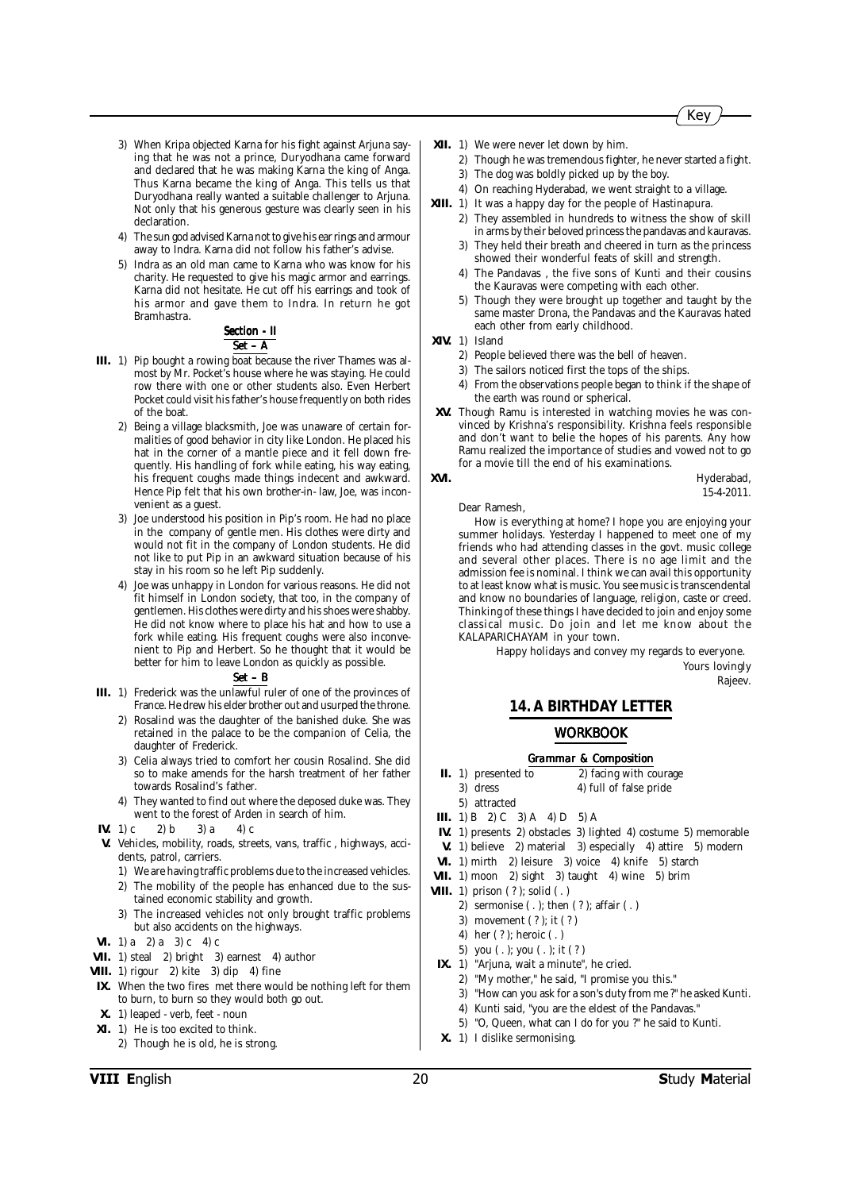3) When Kripa objected Karna for his fight against Arjuna saying that he was not a prince, Duryodhana came forward and declared that he was making Karna the king of Anga. Thus Karna became the king of Anga. This tells us that Duryodhana really wanted a suitable challenger to Arjuna. Not only that his generous gesture was clearly seen in his declaration.

4) The sun god advised Karna not to give his ear rings and armour away to Indra. Karna did not follow his father's advise.

5) Indra as an old man came to Karna who was know for his charity. He requested to give his magic armor and earrings. Karna did not hesitate. He cut off his earrings and took of his armor and gave them to Indra. In return he got Bramhastra.

## Section - II

### Set – A

**III.** 1) Pip bought a rowing boat because the river Thames was almost by Mr. Pocket's house where he was staying. He could row there with one or other students also. Even Herbert Pocket could visit his father's house frequently on both rides of the boat.

2) Being a village blacksmith, Joe was unaware of certain formalities of good behavior in city like London. He placed his hat in the corner of a mantle piece and it fell down frequently. His handling of fork while eating, his way eating, his frequent coughs made things indecent and awkward. Hence Pip felt that his own brother-in- law, Joe, was inconvenient as a guest.

3) Joe understood his position in Pip's room. He had no place in the company of gentle men. His clothes were dirty and would not fit in the company of London students. He did not like to put Pip in an awkward situation because of his stay in his room so he left Pip suddenly.

4) Joe was unhappy in London for various reasons. He did not fit himself in London society, that too, in the company of gentlemen. His clothes were dirty and his shoes were shabby. He did not know where to place his hat and how to use a fork while eating. His frequent coughs were also inconvenient to Pip and Herbert. So he thought that it would be better for him to leave London as quickly as possible.

### Set – B

**III.** 1) Frederick was the unlawful ruler of one of the provinces of France. He drew his elder brother out and usurped the throne.

2) Rosalind was the daughter of the banished duke. She was retained in the palace to be the companion of Celia, the daughter of Frederick.

3) Celia always tried to comfort her cousin Rosalind. She did so to make amends for the harsh treatment of her father towards Rosalind's father.

4) They wanted to find out where the deposed duke was. They went to the forest of Arden in search of him.

**IV.** 1) c  2) b  3) a  4) c

**V.** Vehicles, mobility, roads, streets, vans, traffic , highways, accidents, patrol, carriers.

1) We are having traffic problems due to the increased vehicles.
2) The mobility of the people has enhanced due to the sustained economic stability and growth.
3) The increased vehicles not only brought traffic problems but also accidents on the highways.

**VI.** 1) a  2) a  3) c  4) c

**VII.** 1) steal  2) bright  3) earnest  4) author

**VIII.** 1) rigour  2) kite  3) dip  4) fine

**IX.** When the two fires met there would be nothing left for them to burn, to burn so they would both go out.

**X.** 1) leaped - verb, feet - noun

**XI.** 1) He is too excited to think.
2) Though he is old, he is strong.

**XII.** 1) We were never let down by him.
2) Though he was tremendous fighter, he never started a fight.
3) The dog was boldly picked up by the boy.
4) On reaching Hyderabad, we went straight to a village.

**XIII.** 1) It was a happy day for the people of Hastinapura.
2) They assembled in hundreds to witness the show of skill in arms by their beloved princess the pandavas and kauravas.
3) They held their breath and cheered in turn as the princess showed their wonderful feats of skill and strength.
4) The Pandavas , the five sons of Kunti and their cousins the Kauravas were competing with each other.
5) Though they were brought up together and taught by the same master Drona, the Pandavas and the Kauravas hated each other from early childhood.

**XIV.** 1) Island
2) People believed there was the bell of heaven.
3) The sailors noticed first the tops of the ships.
4) From the observations people began to think if the shape of the earth was round or spherical.

**XV.** Though Ramu is interested in watching movies he was convinced by Krishna's responsibility. Krishna feels responsible and don't want to belie the hopes of his parents. Any how Ramu realized the importance of studies and vowed not to go for a movie till the end of his examinations.

**XVI.**

Hyderabad,
15-4-2011.

Dear Ramesh,

How is everything at home? I hope you are enjoying your summer holidays. Yesterday I happened to meet one of my friends who had attending classes in the govt. music college and several other places. There is no age limit and the admission fee is nominal. I think we can avail this opportunity to at least know what is music. You see music is transcendental and know no boundaries of language, religion, caste or creed. Thinking of these things I have decided to join and enjoy some classical music. Do join and let me know about the KALAPARICHAYAM in your town.

Happy holidays and convey my regards to everyone.

Yours lovingly
Rajeev.

# 14. A BIRTHDAY LETTER

## WORKBOOK

### Grammar & Composition

**II.** 1) presented to  2) facing with courage
3) dress  4) full of false pride
5) attracted

**III.** 1) B  2) C  3) A  4) D  5) A

**IV.** 1) presents  2) obstacles  3) lighted  4) costume  5) memorable

**V.** 1) believe  2) material  3) especially  4) attire  5) modern

**VI.** 1) mirth  2) leisure  3) voice  4) knife  5) starch

**VII.** 1) moon  2) sight  3) taught  4) wine  5) brim

**VIII.** 1) prison ( ? ); solid ( . )
2) sermonise ( . ); then ( ? ); affair ( . )
3) movement ( ? ); it ( ? )
4) her ( ? ); heroic ( . )
5) you ( . ); you ( . ); it ( ? )

**IX.** 1) "Arjuna, wait a minute", he cried.
2) "My mother," he said, "I promise you this."
3) "How can you ask for a son's duty from me ?" he asked Kunti.
4) Kunti said, "you are the eldest of the Pandavas."
5) "O, Queen, what can I do for you ?" he said to Kunti.

**X.** 1) I dislike sermonising.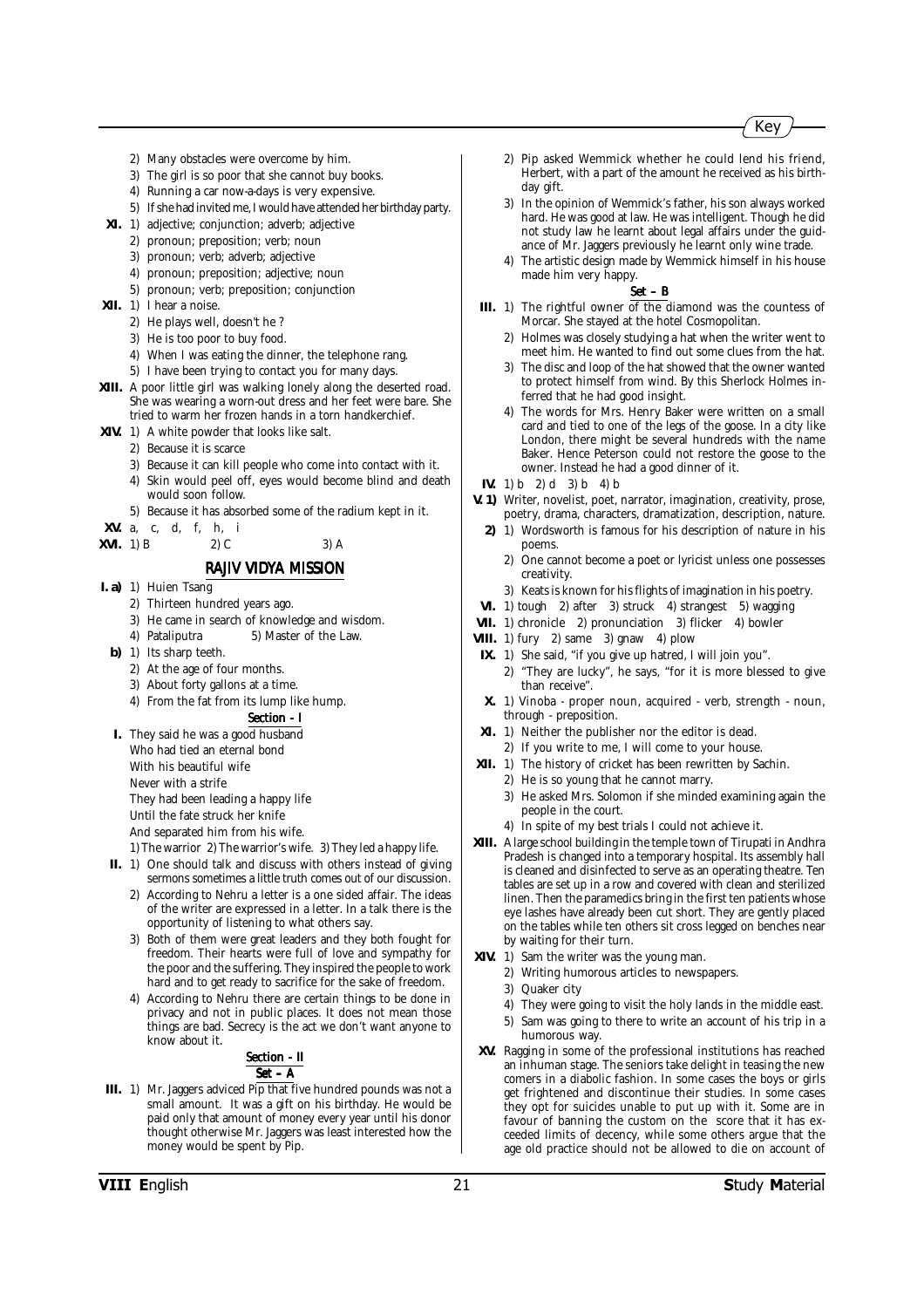2) Many obstacles were overcome by him.
3) The girl is so poor that she cannot buy books.
4) Running a car now-a-days is very expensive.
5) If she had invited me, I would have attended her birthday party.

**XI.** 1) adjective; conjunction; adverb; adjective
2) pronoun; preposition; verb; noun
3) pronoun; verb; adverb; adjective
4) pronoun; preposition; adjective; noun
5) pronoun; verb; preposition; conjunction

**XII.** 1) I hear a noise.
2) He plays well, doesn't he ?
3) He is too poor to buy food.
4) When I was eating the dinner, the telephone rang.
5) I have been trying to contact you for many days.

**XIII.** A poor little girl was walking lonely along the deserted road. She was wearing a worn-out dress and her feet were bare. She tried to warm her frozen hands in a torn handkerchief.

**XIV.** 1) A white powder that looks like salt.
2) Because it is scarce
3) Because it can kill people who come into contact with it.
4) Skin would peel off, eyes would become blind and death would soon follow.
5) Because it has absorbed some of the radium kept in it.

**XV.** a, c, d, f, h, i

**XVI.** 1) B  2) C  3) A

## RAJIV VIDYA MISSION

**I. a)** 1) Huien Tsang
2) Thirteen hundred years ago.
3) He came in search of knowledge and wisdom.
4) Pataliputra  5) Master of the Law.

**b)** 1) Its sharp teeth.
2) At the age of four months.
3) About forty gallons at a time.
4) From the fat from its lump like hump.

### Section - I

**I.** They said he was a good husband
Who had tied an eternal bond
With his beautiful wife
Never with a strife
They had been leading a happy life
Until the fate struck her knife
And separated him from his wife.
1) The warrior 2) The warrior's wife. 3) They led a happy life.

**II.** 1) One should talk and discuss with others instead of giving sermons sometimes a little truth comes out of our discussion.
2) According to Nehru a letter is a one sided affair. The ideas of the writer are expressed in a letter. In a talk there is the opportunity of listening to what others say.
3) Both of them were great leaders and they both fought for freedom. Their hearts were full of love and sympathy for the poor and the suffering. They inspired the people to work hard and to get ready to sacrifice for the sake of freedom.
4) According to Nehru there are certain things to be done in privacy and not in public places. It does not mean those things are bad. Secrecy is the act we don't want anyone to know about it.

### Section - II

#### Set – A

**III.** 1) Mr. Jaggers adviced Pip that five hundred pounds was not a small amount. It was a gift on his birthday. He would be paid only that amount of money every year until his donor thought otherwise Mr. Jaggers was least interested how the money would be spent by Pip.
2) Pip asked Wemmick whether he could lend his friend, Herbert, with a part of the amount he received as his birthday gift.
3) In the opinion of Wemmick's father, his son always worked hard. He was good at law. He was intelligent. Though he did not study law he learnt about legal affairs under the guidance of Mr. Jaggers previously he learnt only wine trade.
4) The artistic design made by Wemmick himself in his house made him very happy.

#### Set – B

**III.** 1) The rightful owner of the diamond was the countess of Morcar. She stayed at the hotel Cosmopolitan.
2) Holmes was closely studying a hat when the writer went to meet him. He wanted to find out some clues from the hat.
3) The disc and loop of the hat showed that the owner wanted to protect himself from wind. By this Sherlock Holmes inferred that he had good insight.
4) The words for Mrs. Henry Baker were written on a small card and tied to one of the legs of the goose. In a city like London, there might be several hundreds with the name Baker. Hence Peterson could not restore the goose to the owner. Instead he had a good dinner of it.

**IV.** 1) b 2) d 3) b 4) b

**V. 1)** Writer, novelist, poet, narrator, imagination, creativity, prose, poetry, drama, characters, dramatization, description, nature.
**2)** 1) Wordsworth is famous for his description of nature in his poems.
2) One cannot become a poet or lyricist unless one possesses creativity.
3) Keats is known for his flights of imagination in his poetry.

**VI.** 1) tough 2) after 3) struck 4) strangest 5) wagging

**VII.** 1) chronicle 2) pronunciation 3) flicker 4) bowler

**VIII.** 1) fury 2) same 3) gnaw 4) plow

**IX.** 1) She said, "if you give up hatred, I will join you".
2) "They are lucky", he says, "for it is more blessed to give than receive".

**X.** 1) Vinoba - proper noun, acquired - verb, strength - noun, through - preposition.

**XI.** 1) Neither the publisher nor the editor is dead.
2) If you write to me, I will come to your house.

**XII.** 1) The history of cricket has been rewritten by Sachin.
2) He is so young that he cannot marry.
3) He asked Mrs. Solomon if she minded examining again the people in the court.
4) In spite of my best trials I could not achieve it.

**XIII.** A large school building in the temple town of Tirupati in Andhra Pradesh is changed into a temporary hospital. Its assembly hall is cleaned and disinfected to serve as an operating theatre. Ten tables are set up in a row and covered with clean and sterilized linen. Then the paramedics bring in the first ten patients whose eye lashes have already been cut short. They are gently placed on the tables while ten others sit cross legged on benches near by waiting for their turn.

**XIV.** 1) Sam the writer was the young man.
2) Writing humorous articles to newspapers.
3) Quaker city
4) They were going to visit the holy lands in the middle east.
5) Sam was going to there to write an account of his trip in a humorous way.

**XV.** Ragging in some of the professional institutions has reached an inhuman stage. The seniors take delight in teasing the new comers in a diabolic fashion. In some cases the boys or girls get frightened and discontinue their studies. In some cases they opt for suicides unable to put up with it. Some are in favour of banning the custom on the score that it has exceeded limits of decency, while some others argue that the age old practice should not be allowed to die on account of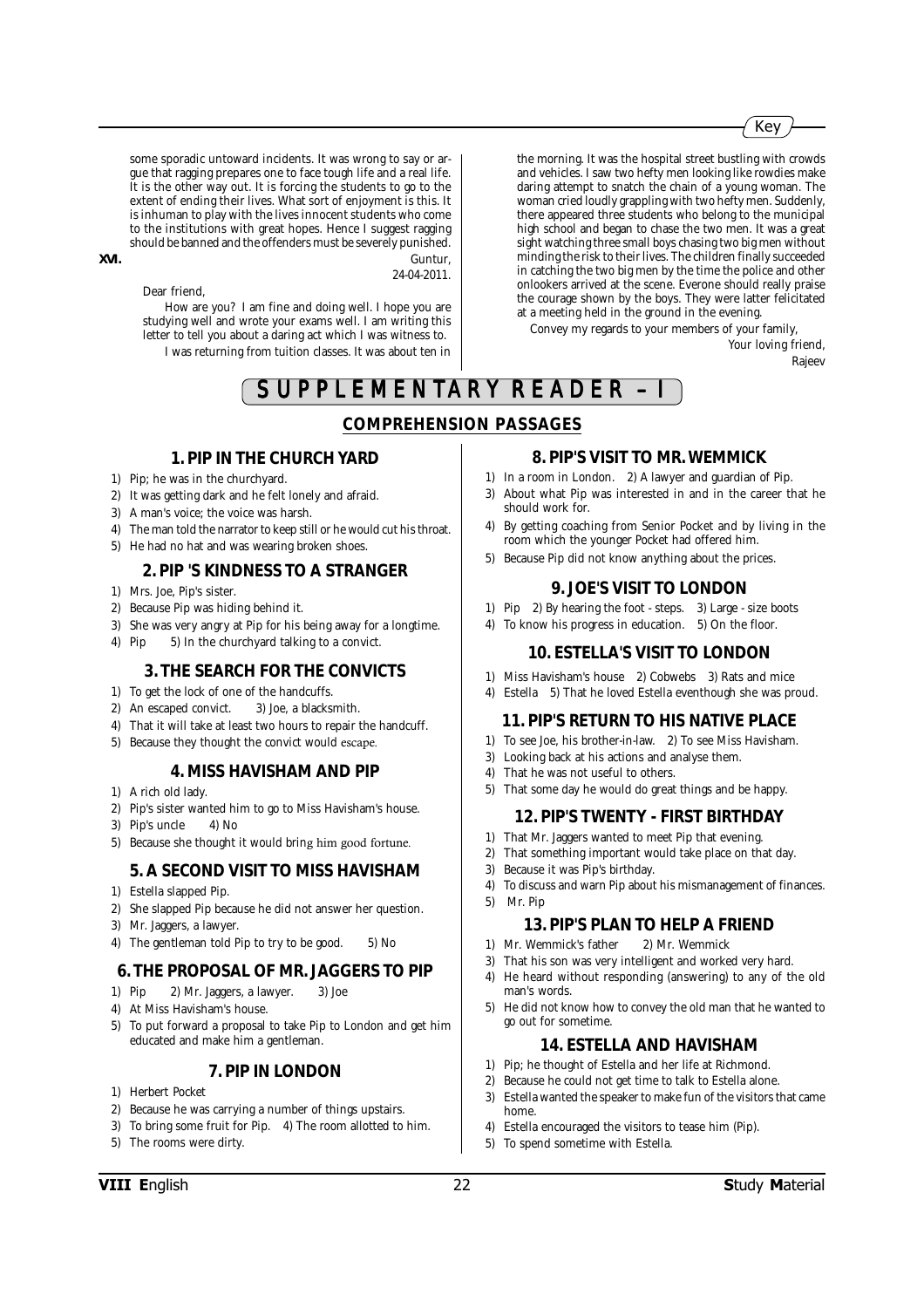some sporadic untoward incidents. It was wrong to say or argue that ragging prepares one to face tough life and a real life. It is the other way out. It is forcing the students to go to the extent of ending their lives. What sort of enjoyment is this. It is inhuman to play with the lives innocent students who come to the institutions with great hopes. Hence I suggest ragging should be banned and the offenders must be severely punished.

**XVI.**

Guntur,
24-04-2011.

Dear friend,

How are you? I am fine and doing well. I hope you are studying well and wrote your exams well. I am writing this letter to tell you about a daring act which I was witness to.

I was returning from tuition classes. It was about ten in the morning. It was the hospital street bustling with crowds and vehicles. I saw two hefty men looking like rowdies make daring attempt to snatch the chain of a young woman. The woman cried loudly grappling with two hefty men. Suddenly, there appeared three students who belong to the municipal high school and began to chase the two men. It was a great sight watching three small boys chasing two big men without minding the risk to their lives. The children finally succeeded in catching the two big men by the time the police and other onlookers arrived at the scene. Everone should really praise the courage shown by the boys. They were latter felicitated at a meeting held in the ground in the evening.

Convey my regards to your members of your family,

Your loving friend,
Rajeev

# SUPPLEMENTARY READER – I

## COMPREHENSION PASSAGES

### 1. PIP IN THE CHURCH YARD

1) Pip; he was in the churchyard.
2) It was getting dark and he felt lonely and afraid.
3) A man's voice; the voice was harsh.
4) The man told the narrator to keep still or he would cut his throat.
5) He had no hat and was wearing broken shoes.

### 2. PIP 'S KINDNESS TO A STRANGER

1) Mrs. Joe, Pip's sister.
2) Because Pip was hiding behind it.
3) She was very angry at Pip for his being away for a longtime.
4) Pip 5) In the churchyard talking to a convict.

### 3. THE SEARCH FOR THE CONVICTS

1) To get the lock of one of the handcuffs.
2) An escaped convict. 3) Joe, a blacksmith.
4) That it will take at least two hours to repair the handcuff.
5) Because they thought the convict would escape.

### 4. MISS HAVISHAM AND PIP

1) A rich old lady.
2) Pip's sister wanted him to go to Miss Havisham's house.
3) Pip's uncle 4) No
5) Because she thought it would bring him good fortune.

### 5. A SECOND VISIT TO MISS HAVISHAM

1) Estella slapped Pip.
2) She slapped Pip because he did not answer her question.
3) Mr. Jaggers, a lawyer.
4) The gentleman told Pip to try to be good. 5) No

### 6. THE PROPOSAL OF MR. JAGGERS TO PIP

1) Pip 2) Mr. Jaggers, a lawyer. 3) Joe
4) At Miss Havisham's house.
5) To put forward a proposal to take Pip to London and get him educated and make him a gentleman.

### 7. PIP IN LONDON

1) Herbert Pocket
2) Because he was carrying a number of things upstairs.
3) To bring some fruit for Pip. 4) The room allotted to him.
5) The rooms were dirty.

### 8. PIP'S VISIT TO MR. WEMMICK

1) In a room in London. 2) A lawyer and guardian of Pip.
3) About what Pip was interested in and in the career that he should work for.
4) By getting coaching from Senior Pocket and by living in the room which the younger Pocket had offered him.
5) Because Pip did not know anything about the prices.

### 9. JOE'S VISIT TO LONDON

1) Pip 2) By hearing the foot - steps. 3) Large - size boots
4) To know his progress in education. 5) On the floor.

### 10. ESTELLA'S VISIT TO LONDON

1) Miss Havisham's house 2) Cobwebs 3) Rats and mice
4) Estella 5) That he loved Estella eventhough she was proud.

### 11. PIP'S RETURN TO HIS NATIVE PLACE

1) To see Joe, his brother-in-law. 2) To see Miss Havisham.
3) Looking back at his actions and analyse them.
4) That he was not useful to others.
5) That some day he would do great things and be happy.

### 12. PIP'S TWENTY - FIRST BIRTHDAY

1) That Mr. Jaggers wanted to meet Pip that evening.
2) That something important would take place on that day.
3) Because it was Pip's birthday.
4) To discuss and warn Pip about his mismanagement of finances.
5) Mr. Pip

### 13. PIP'S PLAN TO HELP A FRIEND

1) Mr. Wemmick's father 2) Mr. Wemmick
3) That his son was very intelligent and worked very hard.
4) He heard without responding (answering) to any of the old man's words.
5) He did not know how to convey the old man that he wanted to go out for sometime.

### 14. ESTELLA AND HAVISHAM

1) Pip; he thought of Estella and her life at Richmond.
2) Because he could not get time to talk to Estella alone.
3) Estella wanted the speaker to make fun of the visitors that came home.
4) Estella encouraged the visitors to tease him (Pip).
5) To spend sometime with Estella.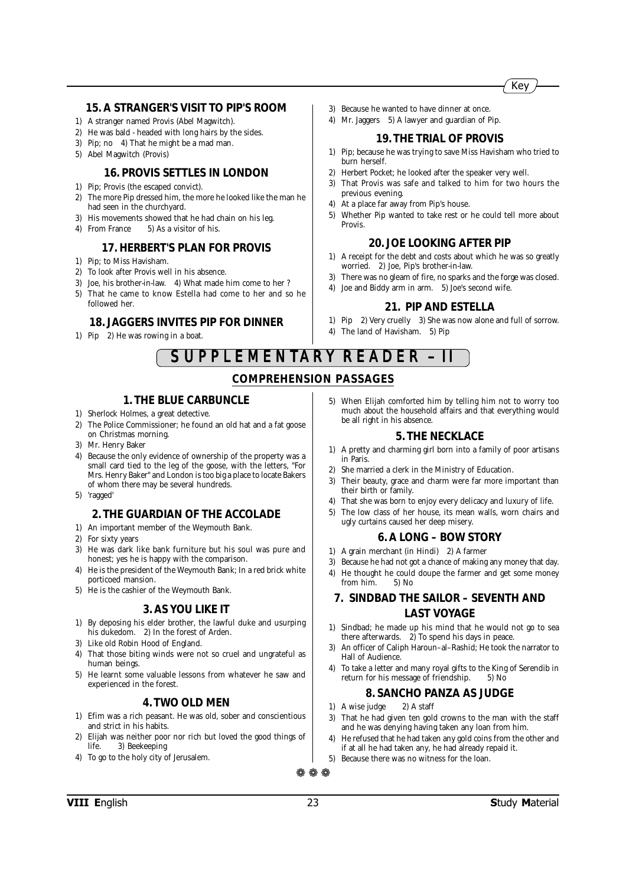### 15. A STRANGER'S VISIT TO PIP'S ROOM

1) A stranger named Provis (Abel Magwitch).
2) He was bald - headed with long hairs by the sides.
3) Pip; no 4) That he might be a mad man.
5) Abel Magwitch (Provis)

### 16. PROVIS SETTLES IN LONDON

1) Pip; Provis (the escaped convict).
2) The more Pip dressed him, the more he looked like the man he had seen in the churchyard.
3) His movements showed that he had chain on his leg.
4) From France 5) As a visitor of his.

### 17. HERBERT'S PLAN FOR PROVIS

1) Pip; to Miss Havisham.
2) To look after Provis well in his absence.
3) Joe, his brother-in-law. 4) What made him come to her ?
5) That he came to know Estella had come to her and so he followed her.

### 18. JAGGERS INVITES PIP FOR DINNER

1) Pip 2) He was rowing in a boat.
3) Because he wanted to have dinner at once.
4) Mr. Jaggers 5) A lawyer and guardian of Pip.

### 19. THE TRIAL OF PROVIS

1) Pip; because he was trying to save Miss Havisham who tried to burn herself.
2) Herbert Pocket; he looked after the speaker very well.
3) That Provis was safe and talked to him for two hours the previous evening.
4) At a place far away from Pip's house.
5) Whether Pip wanted to take rest or he could tell more about Provis.

### 20. JOE LOOKING AFTER PIP

1) A receipt for the debt and costs about which he was so greatly worried. 2) Joe, Pip's brother-in-law.
3) There was no gleam of fire, no sparks and the forge was closed.
4) Joe and Biddy arm in arm. 5) Joe's second wife.

### 21. PIP AND ESTELLA

1) Pip 2) Very cruelly 3) She was now alone and full of sorrow.
4) The land of Havisham. 5) Pip

# SUPPLEMENTARY READER – II

## COMPREHENSION PASSAGES

### 1. THE BLUE CARBUNCLE

1) Sherlock Holmes, a great detective.
2) The Police Commissioner; he found an old hat and a fat goose on Christmas morning.
3) Mr. Henry Baker
4) Because the only evidence of ownership of the property was a small card tied to the leg of the goose, with the letters, "For Mrs. Henry Baker" and London is too big a place to locate Bakers of whom there may be several hundreds.
5) 'ragged'

### 2. THE GUARDIAN OF THE ACCOLADE

1) An important member of the Weymouth Bank.
2) For sixty years
3) He was dark like bank furniture but his soul was pure and honest; yes he is happy with the comparison.
4) He is the president of the Weymouth Bank; In a red brick white porticoed mansion.
5) He is the cashier of the Weymouth Bank.

### 3. AS YOU LIKE IT

1) By deposing his elder brother, the lawful duke and usurping his dukedom. 2) In the forest of Arden.
3) Like old Robin Hood of England.
4) That those biting winds were not so cruel and ungrateful as human beings.
5) He learnt some valuable lessons from whatever he saw and experienced in the forest.

### 4. TWO OLD MEN

1) Efim was a rich peasant. He was old, sober and conscientious and strict in his habits.
2) Elijah was neither poor nor rich but loved the good things of life. 3) Beekeeping
4) To go to the holy city of Jerusalem.
5) When Elijah comforted him by telling him not to worry too much about the household affairs and that everything would be all right in his absence.

### 5. THE NECKLACE

1) A pretty and charming girl born into a family of poor artisans in Paris.
2) She married a clerk in the Ministry of Education.
3) Their beauty, grace and charm were far more important than their birth or family.
4) That she was born to enjoy every delicacy and luxury of life.
5) The low class of her house, its mean walls, worn chairs and ugly curtains caused her deep misery.

### 6. A LONG – BOW STORY

1) A grain merchant (in Hindi) 2) A farmer
3) Because he had not got a chance of making any money that day.
4) He thought he could doupe the farmer and get some money from him. 5) No

### 7. SINDBAD THE SAILOR – SEVENTH AND LAST VOYAGE

1) Sindbad; he made up his mind that he would not go to sea there afterwards. 2) To spend his days in peace.
3) An officer of Caliph Haroun–al–Rashid; He took the narrator to Hall of Audience.
4) To take a letter and many royal gifts to the King of Serendib in return for his message of friendship. 5) No

### 8. SANCHO PANZA AS JUDGE

1) A wise judge 2) A staff
3) That he had given ten gold crowns to the man with the staff and he was denying having taken any loan from him.
4) He refused that he had taken any gold coins from the other and if at all he had taken any, he had already repaid it.
5) Because there was no witness for the loan.